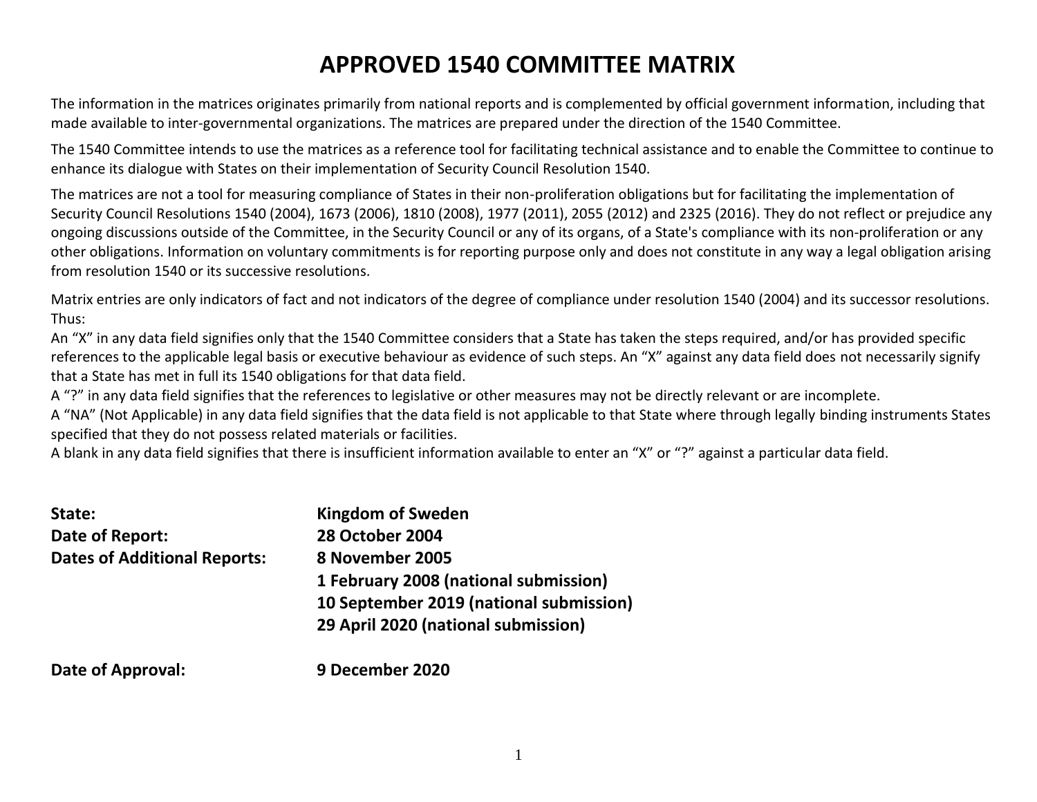# APPROVED 1540 COMMITTEE MATRIX

The information in the matrices originates primarily from national reports and is complemented by official government information, including that made available to inter-governmental organizations. The matrices are prepared under the direction of the 1540 Committee.

The 1540 Committee intends to use the matrices as a reference tool for facilitating technical assistance and to enable the Committee to continue to enhance its dialogue with States on their implementation of Security Council Resolution 1540.

The matrices are not a tool for measuring compliance of States in their non-proliferation obligations but for facilitating the implementation of Security Council Resolutions 1540 (2004), 1673 (2006), 1810 (2008), 1977 (2011), 2055 (2012) and 2325 (2016). They do not reflect or prejudice any ongoing discussions outside of the Committee, in the Security Council or any of its organs, of a State's compliance with its non-proliferation or any other obligations. Information on voluntary commitments is for reporting purpose only and does not constitute in any way a legal obligation arising from resolution 1540 or its successive resolutions.

Matrix entries are only indicators of fact and not indicators of the degree of compliance under resolution 1540 (2004) and its successor resolutions. Thus:

An "X" in any data field signifies only that the 1540 Committee considers that a State has taken the steps required, and/or has provided specific references to the applicable legal basis or executive behaviour as evidence of such steps. An "X" against any data field does not necessarily signify that a State has met in full its 1540 obligations for that data field.

A "?" in any data field signifies that the references to legislative or other measures may not be directly relevant or are incomplete.

A "NA" (Not Applicable) in any data field signifies that the data field is not applicable to that State where through legally binding instruments States specified that they do not possess related materials or facilities.

A blank in any data field signifies that there is insufficient information available to enter an "X" or "?" against a particular data field.

**State:** **Kingdom of Sweden**

**Date of Report:** **28 October 2004**

**Dates of Additional Reports:** **8 November 2005**
**1 February 2008 (national submission)**
**10 September 2019 (national submission)**
**29 April 2020 (national submission)**

**Date of Approval:** **9 December 2020**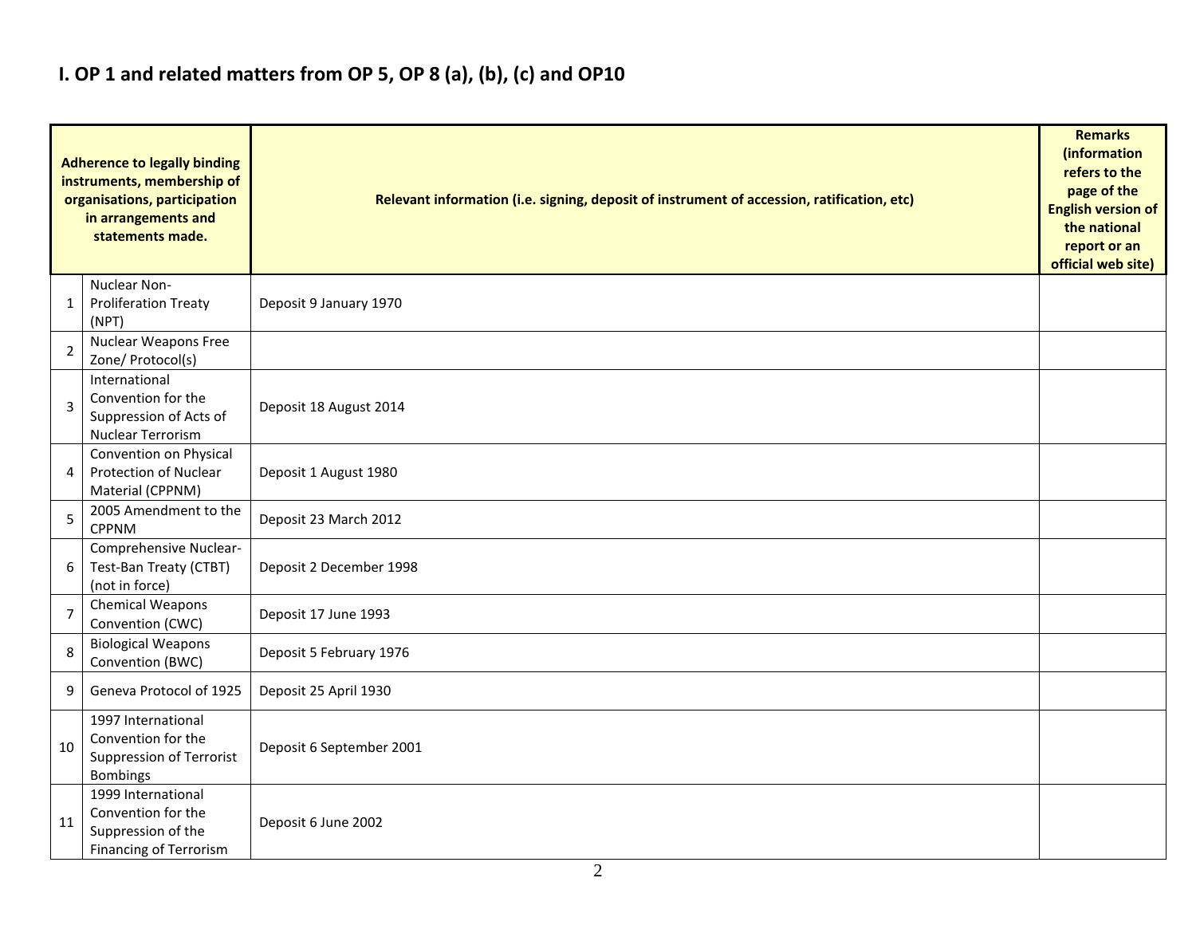# I. OP 1 and related matters from OP 5, OP 8 (a), (b), (c) and OP10

| | Adherence to legally binding instruments, membership of organisations, participation in arrangements and statements made. | Relevant information (i.e. signing, deposit of instrument of accession, ratification, etc) | Remarks (information refers to the page of the English version of the national report or an official web site) |
|---|---|---|---|
| 1 | Nuclear Non-Proliferation Treaty (NPT) | Deposit 9 January 1970 | |
| 2 | Nuclear Weapons Free Zone/ Protocol(s) | | |
| 3 | International Convention for the Suppression of Acts of Nuclear Terrorism | Deposit 18 August 2014 | |
| 4 | Convention on Physical Protection of Nuclear Material (CPPNM) | Deposit 1 August 1980 | |
| 5 | 2005 Amendment to the CPPNM | Deposit 23 March 2012 | |
| 6 | Comprehensive Nuclear-Test-Ban Treaty (CTBT) (not in force) | Deposit 2 December 1998 | |
| 7 | Chemical Weapons Convention (CWC) | Deposit 17 June 1993 | |
| 8 | Biological Weapons Convention (BWC) | Deposit 5 February 1976 | |
| 9 | Geneva Protocol of 1925 | Deposit 25 April 1930 | |
| 10 | 1997 International Convention for the Suppression of Terrorist Bombings | Deposit 6 September 2001 | |
| 11 | 1999 International Convention for the Suppression of the Financing of Terrorism | Deposit 6 June 2002 | |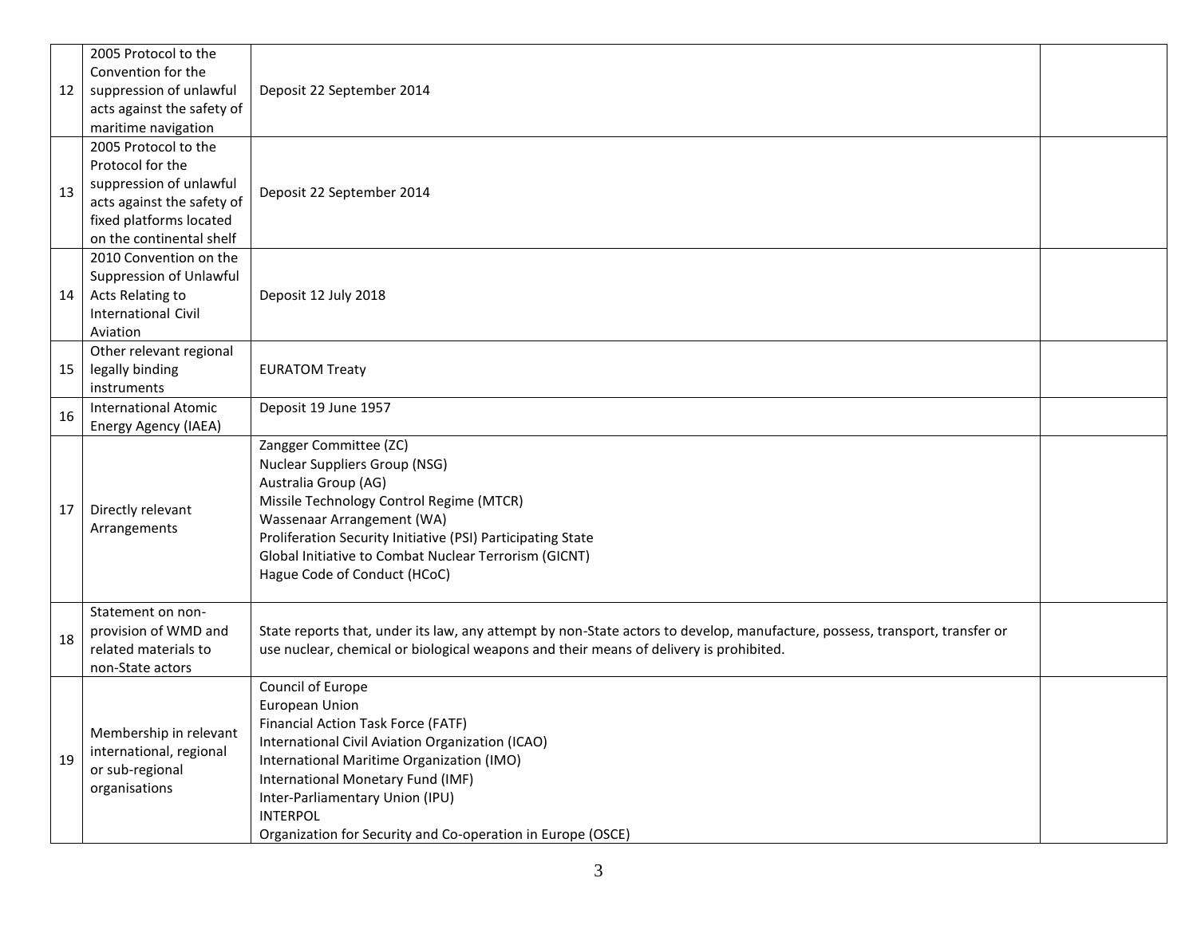| 12 | 2005 Protocol to the Convention for the suppression of unlawful acts against the safety of maritime navigation | Deposit 22 September 2014 | |
|---|---|---|---|
| 13 | 2005 Protocol to the Protocol for the suppression of unlawful acts against the safety of fixed platforms located on the continental shelf | Deposit 22 September 2014 | |
| 14 | 2010 Convention on the Suppression of Unlawful Acts Relating to International Civil Aviation | Deposit 12 July 2018 | |
| 15 | Other relevant regional legally binding instruments | EURATOM Treaty | |
| 16 | International Atomic Energy Agency (IAEA) | Deposit 19 June 1957 | |
| 17 | Directly relevant Arrangements | Zangger Committee (ZC)<br>Nuclear Suppliers Group (NSG)<br>Australia Group (AG)<br>Missile Technology Control Regime (MTCR)<br>Wassenaar Arrangement (WA)<br>Proliferation Security Initiative (PSI) Participating State<br>Global Initiative to Combat Nuclear Terrorism (GICNT)<br>Hague Code of Conduct (HCoC) | |
| 18 | Statement on non-provision of WMD and related materials to non-State actors | State reports that, under its law, any attempt by non-State actors to develop, manufacture, possess, transport, transfer or use nuclear, chemical or biological weapons and their means of delivery is prohibited. | |
| 19 | Membership in relevant international, regional or sub-regional organisations | Council of Europe<br>European Union<br>Financial Action Task Force (FATF)<br>International Civil Aviation Organization (ICAO)<br>International Maritime Organization (IMO)<br>International Monetary Fund (IMF)<br>Inter-Parliamentary Union (IPU)<br>INTERPOL<br>Organization for Security and Co-operation in Europe (OSCE) | |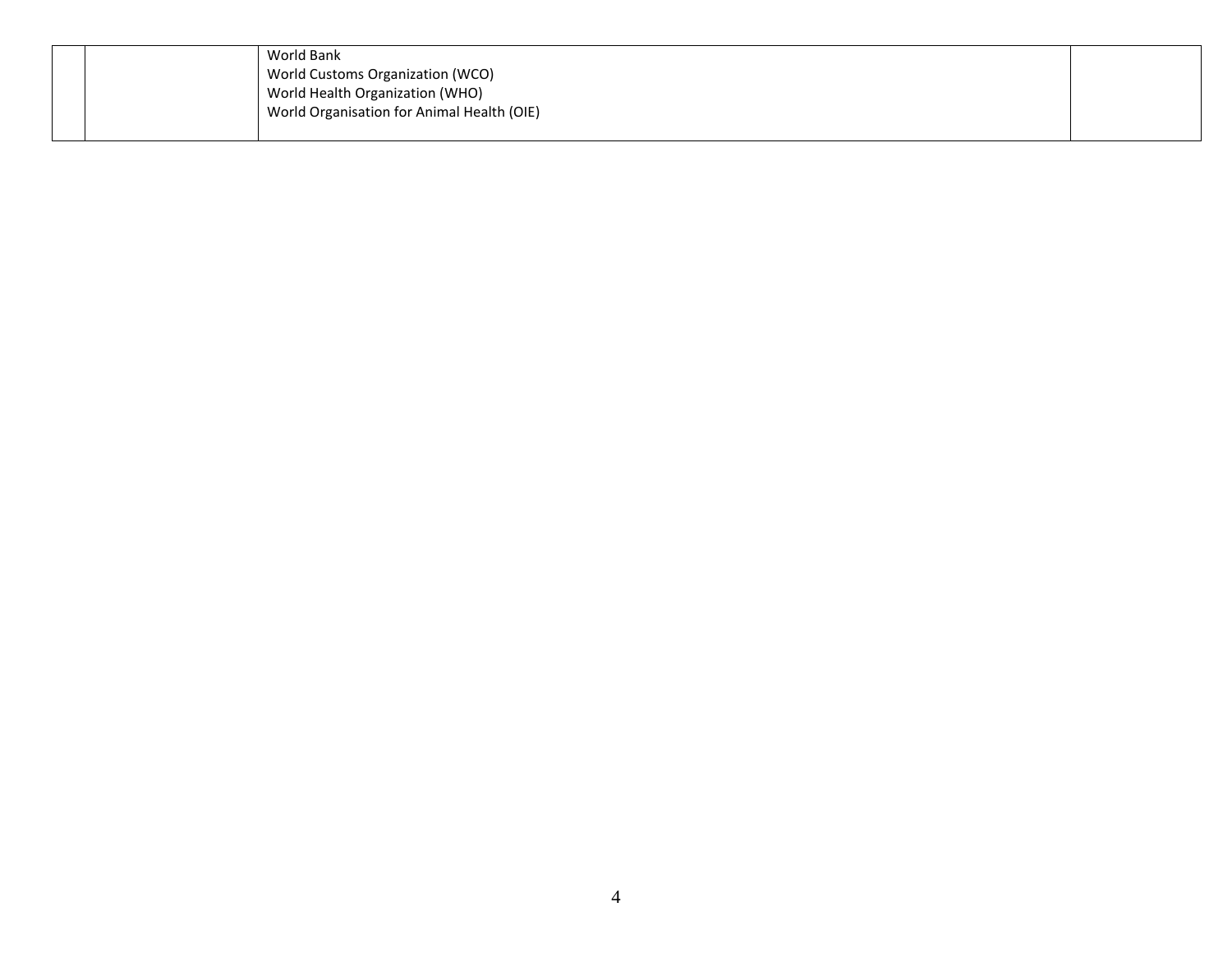| | | | |
|---|---|---|---|
| | | World Bank<br>World Customs Organization (WCO)<br>World Health Organization (WHO)<br>World Organisation for Animal Health (OIE) | |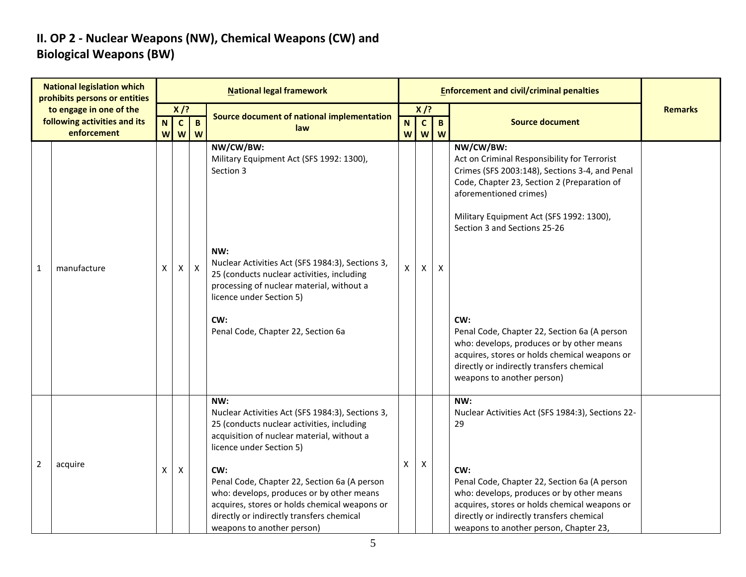## II. OP 2 - Nuclear Weapons (NW), Chemical Weapons (CW) and Biological Weapons (BW)

| National legislation which prohibits persons or entities to engage in one of the following activities and its enforcement | | National legal framework | | | | Enforcement and civil/criminal penalties | | | | Remarks |
|---|---|---|---|---|---|---|---|---|---|---|
| | | X /? | | | Source document of national implementation law | X /? | | | Source document | |
| | | NW | CW | BW | | NW | CW | BW | | |
| 1 | manufacture | X | X | X | **NW/CW/BW:**<br>Military Equipment Act (SFS 1992: 1300), Section 3<br><br>**NW:**<br>Nuclear Activities Act (SFS 1984:3), Sections 3, 25 (conducts nuclear activities, including processing of nuclear material, without a licence under Section 5)<br><br>**CW:**<br>Penal Code, Chapter 22, Section 6a | X | X | X | **NW/CW/BW:**<br>Act on Criminal Responsibility for Terrorist Crimes (SFS 2003:148), Sections 3-4, and Penal Code, Chapter 23, Section 2 (Preparation of aforementioned crimes)<br><br>Military Equipment Act (SFS 1992: 1300), Section 3 and Sections 25-26<br><br>**CW:**<br>Penal Code, Chapter 22, Section 6a (A person who: develops, produces or by other means acquires, stores or holds chemical weapons or directly or indirectly transfers chemical weapons to another person) | |
| 2 | acquire | X | X | | **NW:**<br>Nuclear Activities Act (SFS 1984:3), Sections 3, 25 (conducts nuclear activities, including acquisition of nuclear material, without a licence under Section 5)<br><br>**CW:**<br>Penal Code, Chapter 22, Section 6a (A person who: develops, produces or by other means acquires, stores or holds chemical weapons or directly or indirectly transfers chemical weapons to another person) | X | X | | **NW:**<br>Nuclear Activities Act (SFS 1984:3), Sections 22-29<br><br>**CW:**<br>Penal Code, Chapter 22, Section 6a (A person who: develops, produces or by other means acquires, stores or holds chemical weapons or directly or indirectly transfers chemical weapons to another person, Chapter 23, | |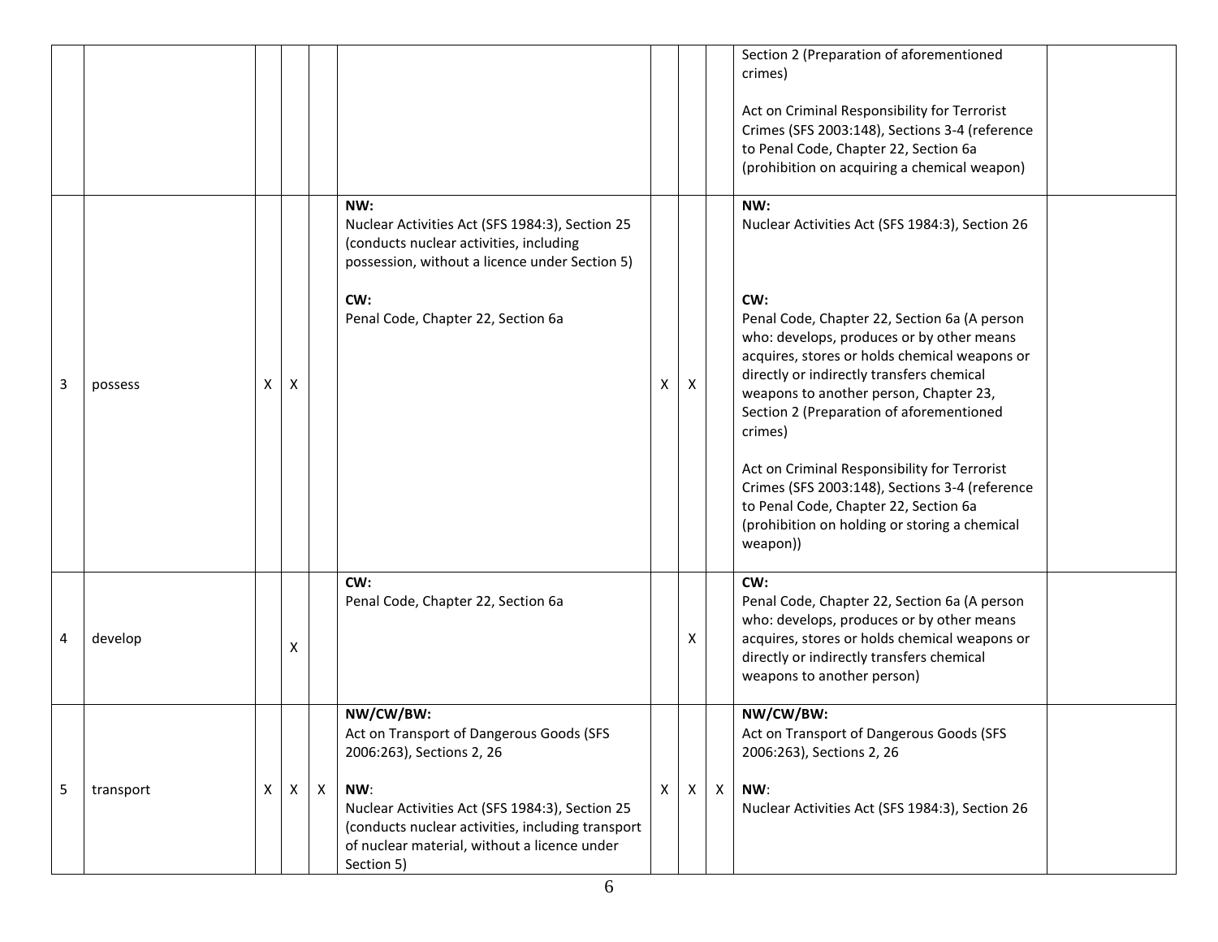| | | | | | | | | | | |
|---|---|---|---|---|---|---|---|---|---|---|
| | | | | | | | | | Section 2 (Preparation of aforementioned crimes)<br><br>Act on Criminal Responsibility for Terrorist Crimes (SFS 2003:148), Sections 3-4 (reference to Penal Code, Chapter 22, Section 6a (prohibition on acquiring a chemical weapon) | |
| 3 | possess | X | X | | **NW:**<br>Nuclear Activities Act (SFS 1984:3), Section 25 (conducts nuclear activities, including possession, without a licence under Section 5)<br><br>**CW:**<br>Penal Code, Chapter 22, Section 6a | X | X | | **NW:**<br>Nuclear Activities Act (SFS 1984:3), Section 26<br><br>**CW:**<br>Penal Code, Chapter 22, Section 6a (A person who: develops, produces or by other means acquires, stores or holds chemical weapons or directly or indirectly transfers chemical weapons to another person, Chapter 23, Section 2 (Preparation of aforementioned crimes)<br><br>Act on Criminal Responsibility for Terrorist Crimes (SFS 2003:148), Sections 3-4 (reference to Penal Code, Chapter 22, Section 6a (prohibition on holding or storing a chemical weapon)) | |
| 4 | develop | | X | | **CW:**<br>Penal Code, Chapter 22, Section 6a | | X | | **CW:**<br>Penal Code, Chapter 22, Section 6a (A person who: develops, produces or by other means acquires, stores or holds chemical weapons or directly or indirectly transfers chemical weapons to another person) | |
| 5 | transport | X | X | X | **NW/CW/BW:**<br>Act on Transport of Dangerous Goods (SFS 2006:263), Sections 2, 26<br><br>**NW**:<br>Nuclear Activities Act (SFS 1984:3), Section 25 (conducts nuclear activities, including transport of nuclear material, without a licence under Section 5) | X | X | X | **NW/CW/BW:**<br>Act on Transport of Dangerous Goods (SFS 2006:263), Sections 2, 26<br><br>**NW**:<br>Nuclear Activities Act (SFS 1984:3), Section 26 | |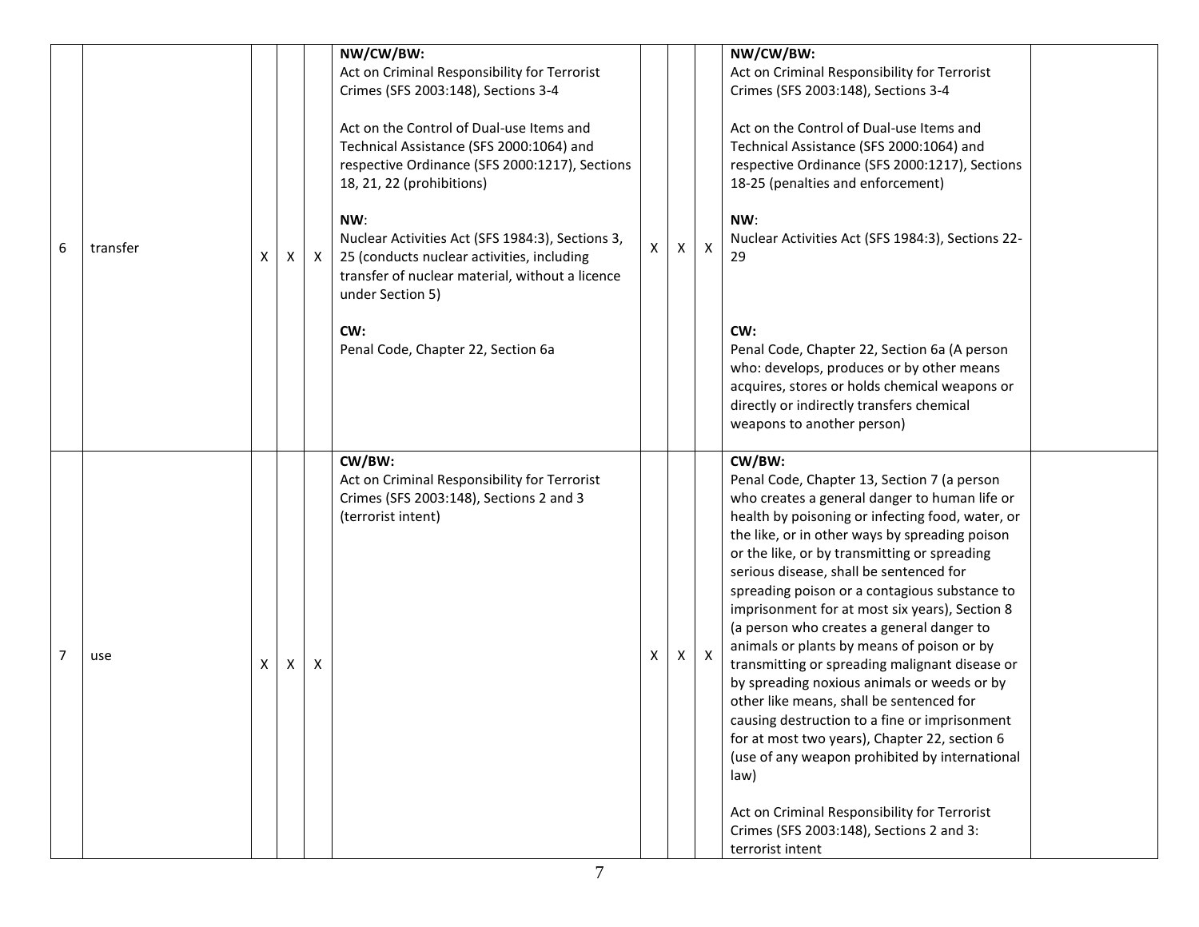| | | | | | | | | | | |
|---|---|---|---|---|---|---|---|---|---|---|
| 6 | transfer | X | X | X | **NW/CW/BW:**<br>Act on Criminal Responsibility for Terrorist Crimes (SFS 2003:148), Sections 3-4<br><br>Act on the Control of Dual-use Items and Technical Assistance (SFS 2000:1064) and respective Ordinance (SFS 2000:1217), Sections 18, 21, 22 (prohibitions)<br><br>**NW**:<br>Nuclear Activities Act (SFS 1984:3), Sections 3, 25 (conducts nuclear activities, including transfer of nuclear material, without a licence under Section 5)<br><br>**CW:**<br>Penal Code, Chapter 22, Section 6a | X | X | X | **NW/CW/BW:**<br>Act on Criminal Responsibility for Terrorist Crimes (SFS 2003:148), Sections 3-4<br><br>Act on the Control of Dual-use Items and Technical Assistance (SFS 2000:1064) and respective Ordinance (SFS 2000:1217), Sections 18-25 (penalties and enforcement)<br><br>**NW**:<br>Nuclear Activities Act (SFS 1984:3), Sections 22-29<br><br>**CW:**<br>Penal Code, Chapter 22, Section 6a (A person who: develops, produces or by other means acquires, stores or holds chemical weapons or directly or indirectly transfers chemical weapons to another person) | |
| 7 | use | X | X | X | **CW/BW:**<br>Act on Criminal Responsibility for Terrorist Crimes (SFS 2003:148), Sections 2 and 3 (terrorist intent) | X | X | X | **CW/BW:**<br>Penal Code, Chapter 13, Section 7 (a person who creates a general danger to human life or health by poisoning or infecting food, water, or the like, or in other ways by spreading poison or the like, or by transmitting or spreading serious disease, shall be sentenced for spreading poison or a contagious substance to imprisonment for at most six years), Section 8 (a person who creates a general danger to animals or plants by means of poison or by transmitting or spreading malignant disease or by spreading noxious animals or weeds or by other like means, shall be sentenced for causing destruction to a fine or imprisonment for at most two years), Chapter 22, section 6 (use of any weapon prohibited by international law)<br><br>Act on Criminal Responsibility for Terrorist Crimes (SFS 2003:148), Sections 2 and 3: terrorist intent | |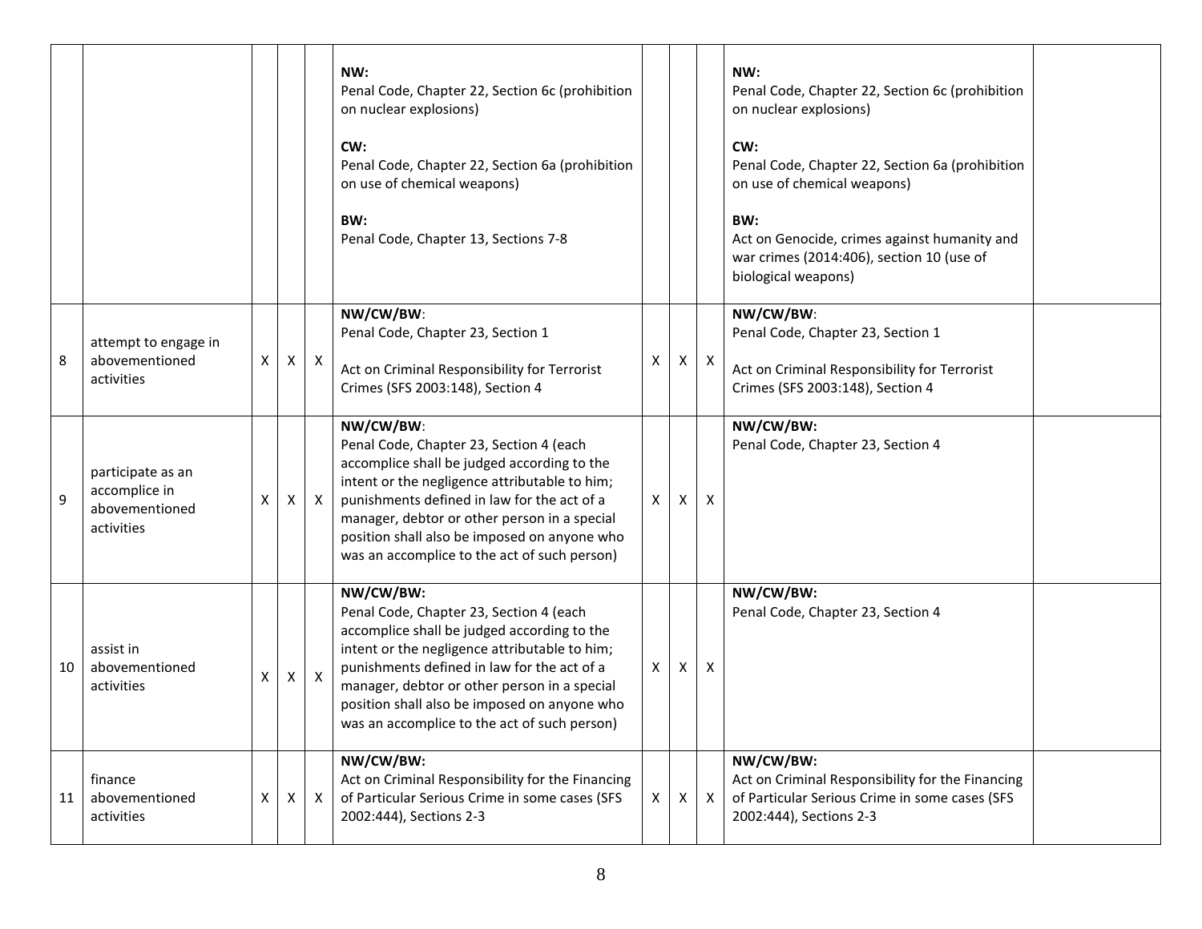| | | | | | | | | | | |
|---|---|---|---|---|---|---|---|---|---|---|
| | | | | | **NW:**<br>Penal Code, Chapter 22, Section 6c (prohibition on nuclear explosions)<br><br>**CW:**<br>Penal Code, Chapter 22, Section 6a (prohibition on use of chemical weapons)<br><br>**BW:**<br>Penal Code, Chapter 13, Sections 7-8 | | | | **NW:**<br>Penal Code, Chapter 22, Section 6c (prohibition on nuclear explosions)<br><br>**CW:**<br>Penal Code, Chapter 22, Section 6a (prohibition on use of chemical weapons)<br><br>**BW:**<br>Act on Genocide, crimes against humanity and war crimes (2014:406), section 10 (use of biological weapons) | |
| 8 | attempt to engage in abovementioned activities | X | X | X | **NW/CW/BW**:<br>Penal Code, Chapter 23, Section 1<br><br>Act on Criminal Responsibility for Terrorist Crimes (SFS 2003:148), Section 4 | X | X | X | **NW/CW/BW**:<br>Penal Code, Chapter 23, Section 1<br><br>Act on Criminal Responsibility for Terrorist Crimes (SFS 2003:148), Section 4 | |
| 9 | participate as an accomplice in abovementioned activities | X | X | X | **NW/CW/BW**:<br>Penal Code, Chapter 23, Section 4 (each accomplice shall be judged according to the intent or the negligence attributable to him; punishments defined in law for the act of a manager, debtor or other person in a special position shall also be imposed on anyone who was an accomplice to the act of such person) | X | X | X | **NW/CW/BW:**<br>Penal Code, Chapter 23, Section 4 | |
| 10 | assist in abovementioned activities | X | X | X | **NW/CW/BW:**<br>Penal Code, Chapter 23, Section 4 (each accomplice shall be judged according to the intent or the negligence attributable to him; punishments defined in law for the act of a manager, debtor or other person in a special position shall also be imposed on anyone who was an accomplice to the act of such person) | X | X | X | **NW/CW/BW:**<br>Penal Code, Chapter 23, Section 4 | |
| 11 | finance abovementioned activities | X | X | X | **NW/CW/BW:**<br>Act on Criminal Responsibility for the Financing of Particular Serious Crime in some cases (SFS 2002:444), Sections 2-3 | X | X | X | **NW/CW/BW:**<br>Act on Criminal Responsibility for the Financing of Particular Serious Crime in some cases (SFS 2002:444), Sections 2-3 | |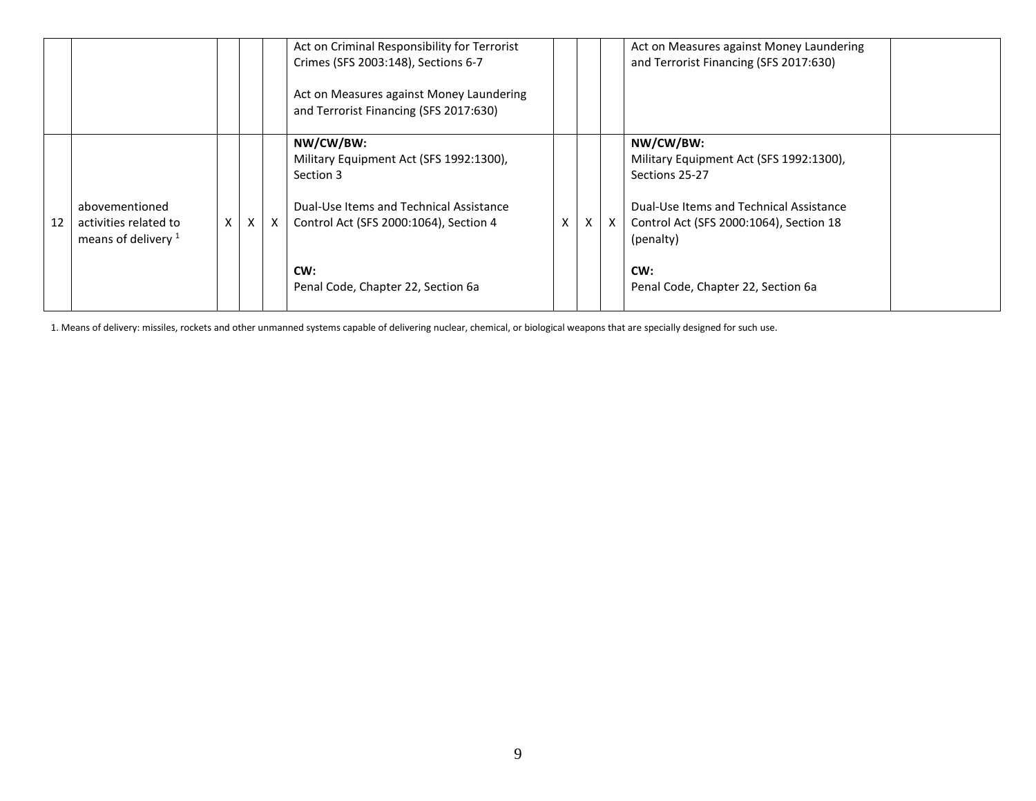| | | | | | | | | | | |
|---|---|---|---|---|---|---|---|---|---|---|
| | | | | | Act on Criminal Responsibility for Terrorist Crimes (SFS 2003:148), Sections 6-7<br><br>Act on Measures against Money Laundering and Terrorist Financing (SFS 2017:630) | | | | Act on Measures against Money Laundering and Terrorist Financing (SFS 2017:630) | |
| 12 | abovementioned activities related to means of delivery [1] | X | X | X | **NW/CW/BW:**<br>Military Equipment Act (SFS 1992:1300), Section 3<br><br>Dual-Use Items and Technical Assistance Control Act (SFS 2000:1064), Section 4<br><br>**CW:**<br>Penal Code, Chapter 22, Section 6a | X | X | X | **NW/CW/BW:**<br>Military Equipment Act (SFS 1992:1300), Sections 25-27<br><br>Dual-Use Items and Technical Assistance Control Act (SFS 2000:1064), Section 18 (penalty)<br><br>**CW:**<br>Penal Code, Chapter 22, Section 6a | |

1. Means of delivery: missiles, rockets and other unmanned systems capable of delivering nuclear, chemical, or biological weapons that are specially designed for such use.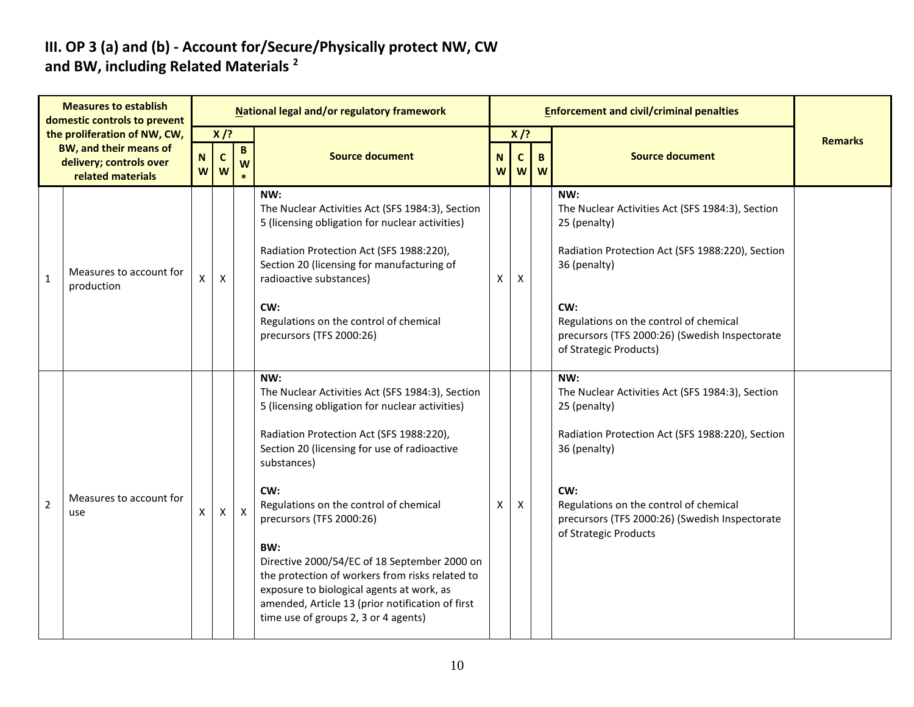## III. OP 3 (a) and (b) - Account for/Secure/Physically protect NW, CW and BW, including Related Materials [2]

| | Measures to establish domestic controls to prevent the proliferation of NW, CW, BW, and their means of delivery; controls over related materials | National legal and/or regulatory framework | | | | Enforcement and civil/criminal penalties | | | | Remarks |
|---|---|---|---|---|---|---|---|---|---|---|
| | | X /? | | | Source document | X /? | | | Source document | |
| | | NW | CW | BW* | | NW | CW | BW | | |
| 1 | Measures to account for production | X | X | | **NW:**<br>The Nuclear Activities Act (SFS 1984:3), Section 5 (licensing obligation for nuclear activities)<br><br>Radiation Protection Act (SFS 1988:220), Section 20 (licensing for manufacturing of radioactive substances)<br><br>**CW:**<br>Regulations on the control of chemical precursors (TFS 2000:26) | X | X | | **NW:**<br>The Nuclear Activities Act (SFS 1984:3), Section 25 (penalty)<br><br>Radiation Protection Act (SFS 1988:220), Section 36 (penalty)<br><br>**CW:**<br>Regulations on the control of chemical precursors (TFS 2000:26) (Swedish Inspectorate of Strategic Products) | |
| 2 | Measures to account for use | X | X | X | **NW:**<br>The Nuclear Activities Act (SFS 1984:3), Section 5 (licensing obligation for nuclear activities)<br><br>Radiation Protection Act (SFS 1988:220), Section 20 (licensing for use of radioactive substances)<br><br>**CW:**<br>Regulations on the control of chemical precursors (TFS 2000:26)<br><br>**BW:**<br>Directive 2000/54/EC of 18 September 2000 on the protection of workers from risks related to exposure to biological agents at work, as amended, Article 13 (prior notification of first time use of groups 2, 3 or 4 agents) | X | X | | **NW:**<br>The Nuclear Activities Act (SFS 1984:3), Section 25 (penalty)<br><br>Radiation Protection Act (SFS 1988:220), Section 36 (penalty)<br><br>**CW:**<br>Regulations on the control of chemical precursors (TFS 2000:26) (Swedish Inspectorate of Strategic Products | |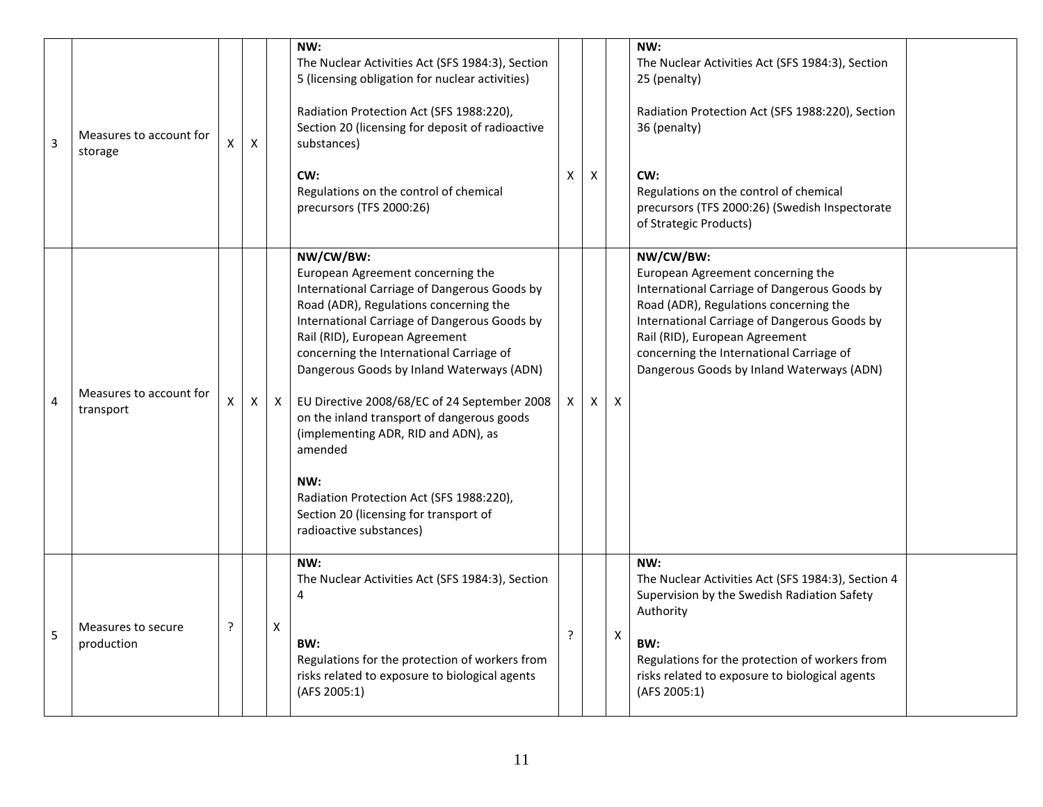| 3 | Measures to account for storage | X | X | | **NW:**<br>The Nuclear Activities Act (SFS 1984:3), Section 5 (licensing obligation for nuclear activities)<br><br>Radiation Protection Act (SFS 1988:220), Section 20 (licensing for deposit of radioactive substances)<br><br>**CW:**<br>Regulations on the control of chemical precursors (TFS 2000:26) | X | X | | **NW:**<br>The Nuclear Activities Act (SFS 1984:3), Section 25 (penalty)<br><br>Radiation Protection Act (SFS 1988:220), Section 36 (penalty)<br><br>**CW:**<br>Regulations on the control of chemical precursors (TFS 2000:26) (Swedish Inspectorate of Strategic Products) | |
|---|---|---|---|---|---|---|---|---|---|---|
| 4 | Measures to account for transport | X | X | X | **NW/CW/BW:**<br>European Agreement concerning the International Carriage of Dangerous Goods by Road (ADR), Regulations concerning the International Carriage of Dangerous Goods by Rail (RID), European Agreement concerning the International Carriage of Dangerous Goods by Inland Waterways (ADN)<br><br>EU Directive 2008/68/EC of 24 September 2008 on the inland transport of dangerous goods (implementing ADR, RID and ADN), as amended<br><br>**NW:**<br>Radiation Protection Act (SFS 1988:220), Section 20 (licensing for transport of radioactive substances) | X | X | X | **NW/CW/BW:**<br>European Agreement concerning the International Carriage of Dangerous Goods by Road (ADR), Regulations concerning the International Carriage of Dangerous Goods by Rail (RID), European Agreement concerning the International Carriage of Dangerous Goods by Inland Waterways (ADN) | |
| 5 | Measures to secure production | ? | | X | **NW:**<br>The Nuclear Activities Act (SFS 1984:3), Section 4<br><br>**BW:**<br>Regulations for the protection of workers from risks related to exposure to biological agents (AFS 2005:1) | ? | | X | **NW:**<br>The Nuclear Activities Act (SFS 1984:3), Section 4 Supervision by the Swedish Radiation Safety Authority<br><br>**BW:**<br>Regulations for the protection of workers from risks related to exposure to biological agents (AFS 2005:1) | |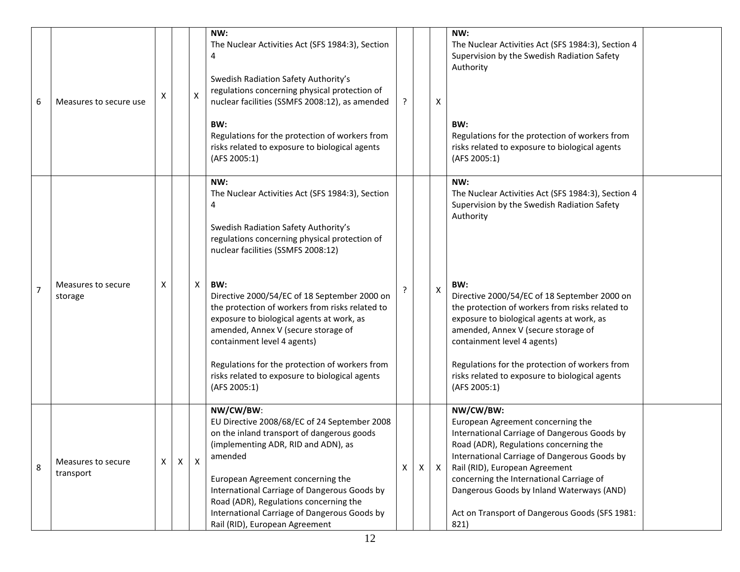| 6 | Measures to secure use | X | | X | **NW:**<br>The Nuclear Activities Act (SFS 1984:3), Section 4<br><br>Swedish Radiation Safety Authority's regulations concerning physical protection of nuclear facilities (SSMFS 2008:12), as amended<br><br>**BW:**<br>Regulations for the protection of workers from risks related to exposure to biological agents (AFS 2005:1) | ? | | X | **NW:**<br>The Nuclear Activities Act (SFS 1984:3), Section 4 Supervision by the Swedish Radiation Safety Authority<br><br>**BW:**<br>Regulations for the protection of workers from risks related to exposure to biological agents (AFS 2005:1) | |
|---|---|---|---|---|---|---|---|---|---|---|
| 7 | Measures to secure storage | X | | X | **NW:**<br>The Nuclear Activities Act (SFS 1984:3), Section 4<br><br>Swedish Radiation Safety Authority's regulations concerning physical protection of nuclear facilities (SSMFS 2008:12)<br><br>**BW:**<br>Directive 2000/54/EC of 18 September 2000 on the protection of workers from risks related to exposure to biological agents at work, as amended, Annex V (secure storage of containment level 4 agents)<br><br>Regulations for the protection of workers from risks related to exposure to biological agents (AFS 2005:1) | ? | | X | **NW:**<br>The Nuclear Activities Act (SFS 1984:3), Section 4 Supervision by the Swedish Radiation Safety Authority<br><br>**BW:**<br>Directive 2000/54/EC of 18 September 2000 on the protection of workers from risks related to exposure to biological agents at work, as amended, Annex V (secure storage of containment level 4 agents)<br><br>Regulations for the protection of workers from risks related to exposure to biological agents (AFS 2005:1) | |
| 8 | Measures to secure transport | X | X | X | **NW/CW/BW**:<br>EU Directive 2008/68/EC of 24 September 2008 on the inland transport of dangerous goods (implementing ADR, RID and ADN), as amended<br><br>European Agreement concerning the International Carriage of Dangerous Goods by Road (ADR), Regulations concerning the International Carriage of Dangerous Goods by Rail (RID), European Agreement | X | X | X | **NW/CW/BW:**<br>European Agreement concerning the International Carriage of Dangerous Goods by Road (ADR), Regulations concerning the International Carriage of Dangerous Goods by Rail (RID), European Agreement concerning the International Carriage of Dangerous Goods by Inland Waterways (AND)<br><br>Act on Transport of Dangerous Goods (SFS 1981: 821) | |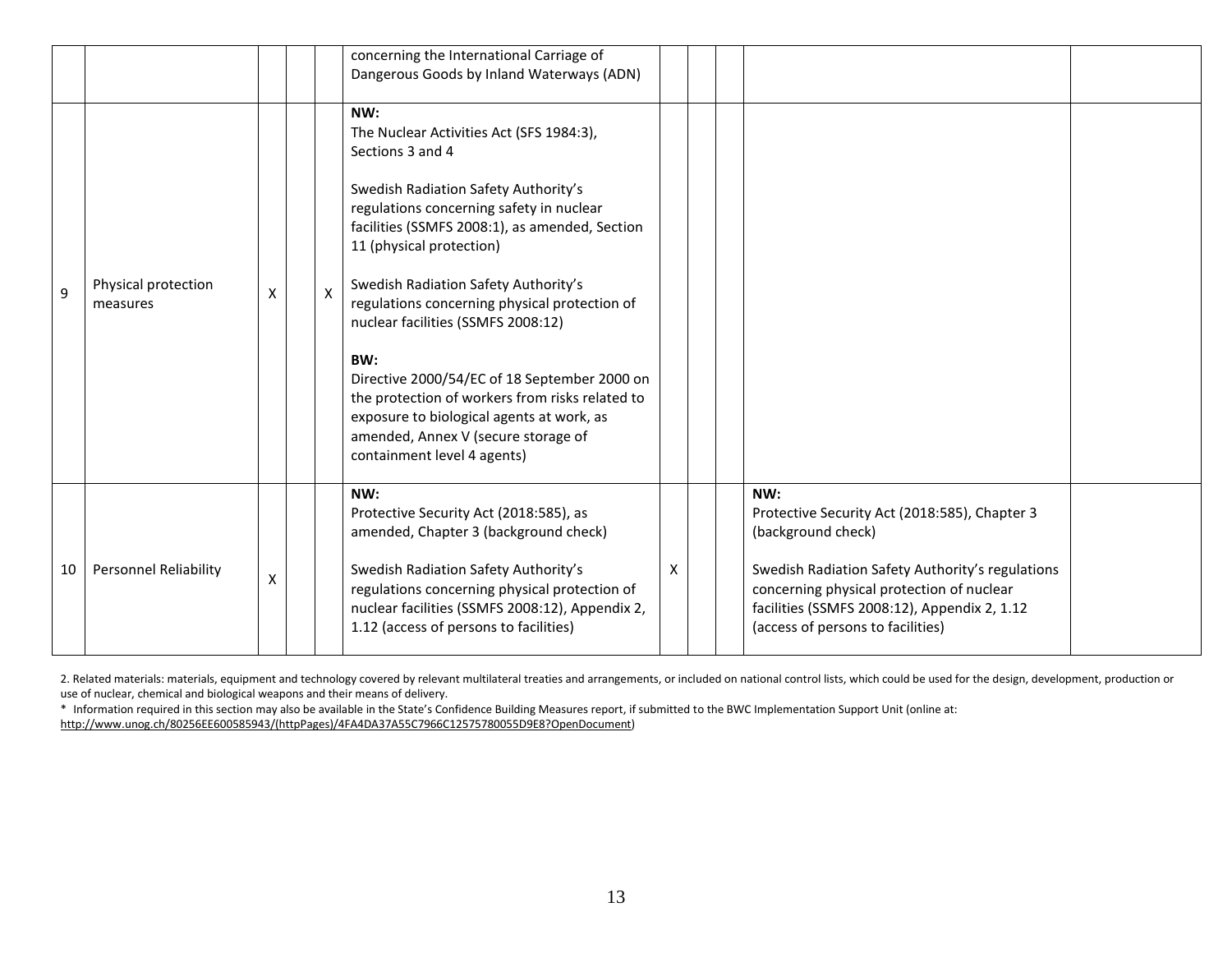|  |  |  |  |  |  |  |  |  |  |  |
|---|---|---|---|---|---|---|---|---|---|---|
|  |  |  |  |  | concerning the International Carriage of Dangerous Goods by Inland Waterways (ADN) |  |  |  |  |  |
| 9 | Physical protection measures | X |  | X | **NW:**<br>The Nuclear Activities Act (SFS 1984:3), Sections 3 and 4<br><br>Swedish Radiation Safety Authority's regulations concerning safety in nuclear facilities (SSMFS 2008:1), as amended, Section 11 (physical protection)<br><br>Swedish Radiation Safety Authority's regulations concerning physical protection of nuclear facilities (SSMFS 2008:12)<br><br>**BW:**<br>Directive 2000/54/EC of 18 September 2000 on the protection of workers from risks related to exposure to biological agents at work, as amended, Annex V (secure storage of containment level 4 agents) |  |  |  |  |  |
| 10 | Personnel Reliability | X |  |  | **NW:**<br>Protective Security Act (2018:585), as amended, Chapter 3 (background check)<br><br>Swedish Radiation Safety Authority's regulations concerning physical protection of nuclear facilities (SSMFS 2008:12), Appendix 2, 1.12 (access of persons to facilities) | X |  |  | **NW:**<br>Protective Security Act (2018:585), Chapter 3 (background check)<br><br>Swedish Radiation Safety Authority's regulations concerning physical protection of nuclear facilities (SSMFS 2008:12), Appendix 2, 1.12 (access of persons to facilities) |  |

2. Related materials: materials, equipment and technology covered by relevant multilateral treaties and arrangements, or included on national control lists, which could be used for the design, development, production or use of nuclear, chemical and biological weapons and their means of delivery.

\* Information required in this section may also be available in the State's Confidence Building Measures report, if submitted to the BWC Implementation Support Unit (online at: http://www.unog.ch/80256EE600585943/(httpPages)/4FA4DA37A55C7966C12575780055D9E8?OpenDocument)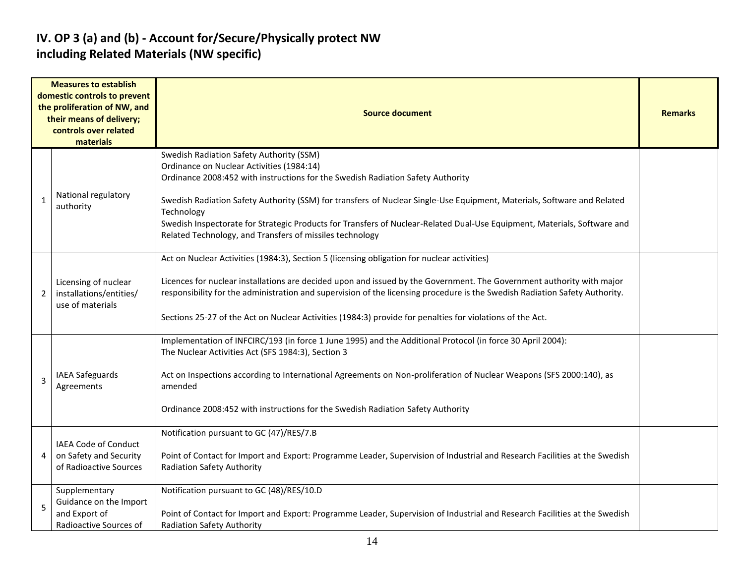## IV. OP 3 (a) and (b) - Account for/Secure/Physically protect NW including Related Materials (NW specific)

| | Measures to establish domestic controls to prevent the proliferation of NW, and their means of delivery; controls over related materials | Source document | Remarks |
|---|---|---|---|
| 1 | National regulatory authority | Swedish Radiation Safety Authority (SSM)<br>Ordinance on Nuclear Activities (1984:14)<br>Ordinance 2008:452 with instructions for the Swedish Radiation Safety Authority<br><br>Swedish Radiation Safety Authority (SSM) for transfers of Nuclear Single-Use Equipment, Materials, Software and Related Technology<br>Swedish Inspectorate for Strategic Products for Transfers of Nuclear-Related Dual-Use Equipment, Materials, Software and Related Technology, and Transfers of missiles technology | |
| 2 | Licensing of nuclear installations/entities/ use of materials | Act on Nuclear Activities (1984:3), Section 5 (licensing obligation for nuclear activities)<br><br>Licences for nuclear installations are decided upon and issued by the Government. The Government authority with major responsibility for the administration and supervision of the licensing procedure is the Swedish Radiation Safety Authority.<br><br>Sections 25-27 of the Act on Nuclear Activities (1984:3) provide for penalties for violations of the Act. | |
| 3 | IAEA Safeguards Agreements | Implementation of INFCIRC/193 (in force 1 June 1995) and the Additional Protocol (in force 30 April 2004):<br>The Nuclear Activities Act (SFS 1984:3), Section 3<br><br>Act on Inspections according to International Agreements on Non-proliferation of Nuclear Weapons (SFS 2000:140), as amended<br><br>Ordinance 2008:452 with instructions for the Swedish Radiation Safety Authority | |
| 4 | IAEA Code of Conduct on Safety and Security of Radioactive Sources | Notification pursuant to GC (47)/RES/7.B<br><br>Point of Contact for Import and Export: Programme Leader, Supervision of Industrial and Research Facilities at the Swedish Radiation Safety Authority | |
| 5 | Supplementary Guidance on the Import and Export of Radioactive Sources of | Notification pursuant to GC (48)/RES/10.D<br><br>Point of Contact for Import and Export: Programme Leader, Supervision of Industrial and Research Facilities at the Swedish Radiation Safety Authority | |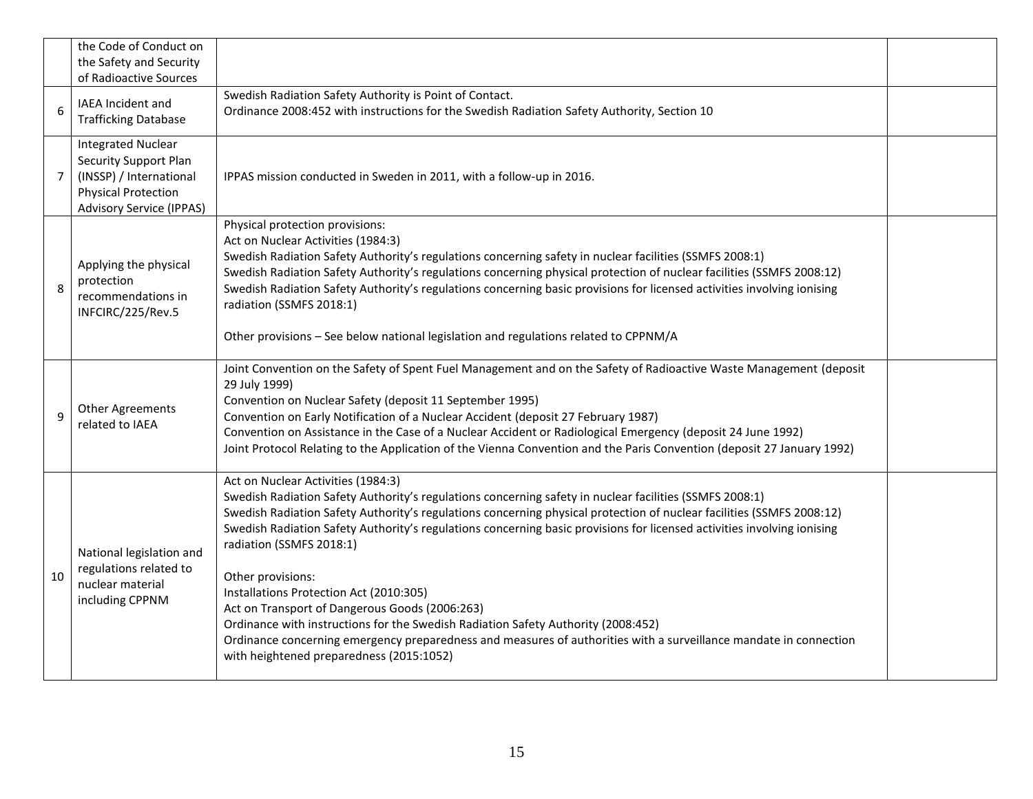| | | | |
|---|---|---|---|
| | the Code of Conduct on the Safety and Security of Radioactive Sources | | |
| 6 | IAEA Incident and Trafficking Database | Swedish Radiation Safety Authority is Point of Contact.<br>Ordinance 2008:452 with instructions for the Swedish Radiation Safety Authority, Section 10 | |
| 7 | Integrated Nuclear Security Support Plan (INSSP) / International Physical Protection Advisory Service (IPPAS) | IPPAS mission conducted in Sweden in 2011, with a follow-up in 2016. | |
| 8 | Applying the physical protection recommendations in INFCIRC/225/Rev.5 | Physical protection provisions:<br>Act on Nuclear Activities (1984:3)<br>Swedish Radiation Safety Authority's regulations concerning safety in nuclear facilities (SSMFS 2008:1)<br>Swedish Radiation Safety Authority's regulations concerning physical protection of nuclear facilities (SSMFS 2008:12)<br>Swedish Radiation Safety Authority's regulations concerning basic provisions for licensed activities involving ionising radiation (SSMFS 2018:1)<br><br>Other provisions – See below national legislation and regulations related to CPPNM/A | |
| 9 | Other Agreements related to IAEA | Joint Convention on the Safety of Spent Fuel Management and on the Safety of Radioactive Waste Management (deposit 29 July 1999)<br>Convention on Nuclear Safety (deposit 11 September 1995)<br>Convention on Early Notification of a Nuclear Accident (deposit 27 February 1987)<br>Convention on Assistance in the Case of a Nuclear Accident or Radiological Emergency (deposit 24 June 1992)<br>Joint Protocol Relating to the Application of the Vienna Convention and the Paris Convention (deposit 27 January 1992) | |
| 10 | National legislation and regulations related to nuclear material including CPPNM | Act on Nuclear Activities (1984:3)<br>Swedish Radiation Safety Authority's regulations concerning safety in nuclear facilities (SSMFS 2008:1)<br>Swedish Radiation Safety Authority's regulations concerning physical protection of nuclear facilities (SSMFS 2008:12)<br>Swedish Radiation Safety Authority's regulations concerning basic provisions for licensed activities involving ionising radiation (SSMFS 2018:1)<br><br>Other provisions:<br>Installations Protection Act (2010:305)<br>Act on Transport of Dangerous Goods (2006:263)<br>Ordinance with instructions for the Swedish Radiation Safety Authority (2008:452)<br>Ordinance concerning emergency preparedness and measures of authorities with a surveillance mandate in connection with heightened preparedness (2015:1052) | |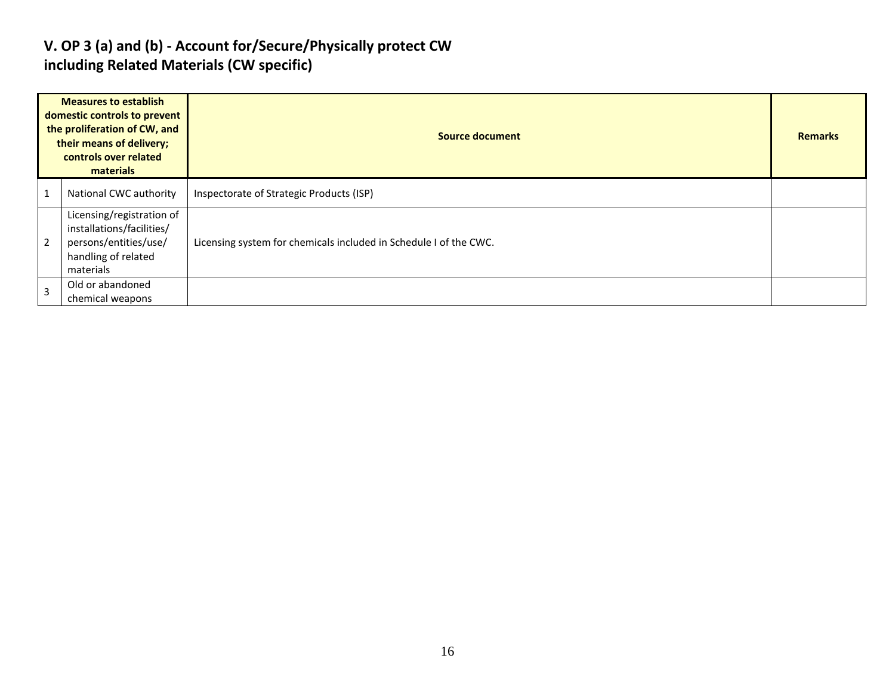## V. OP 3 (a) and (b) - Account for/Secure/Physically protect CW including Related Materials (CW specific)

| | Measures to establish domestic controls to prevent the proliferation of CW, and their means of delivery; controls over related materials | Source document | Remarks |
|---|---|---|---|
| 1 | National CWC authority | Inspectorate of Strategic Products (ISP) | |
| 2 | Licensing/registration of installations/facilities/ persons/entities/use/ handling of related materials | Licensing system for chemicals included in Schedule I of the CWC. | |
| 3 | Old or abandoned chemical weapons | | |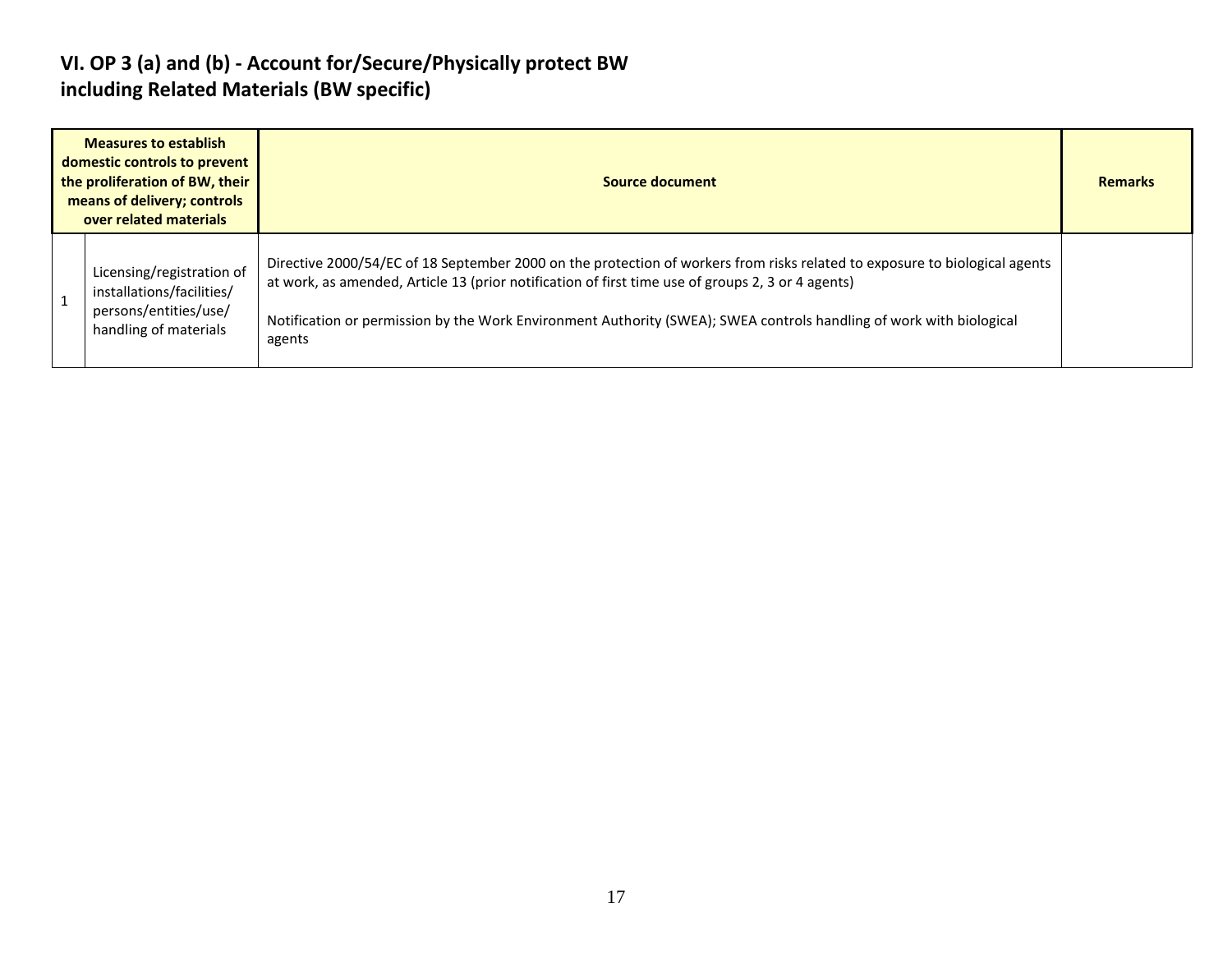## VI. OP 3 (a) and (b) - Account for/Secure/Physically protect BW including Related Materials (BW specific)

| | Measures to establish domestic controls to prevent the proliferation of BW, their means of delivery; controls over related materials | Source document | Remarks |
|---|---|---|---|
| 1 | Licensing/registration of installations/facilities/ persons/entities/use/ handling of materials | Directive 2000/54/EC of 18 September 2000 on the protection of workers from risks related to exposure to biological agents at work, as amended, Article 13 (prior notification of first time use of groups 2, 3 or 4 agents)<br><br>Notification or permission by the Work Environment Authority (SWEA); SWEA controls handling of work with biological agents | |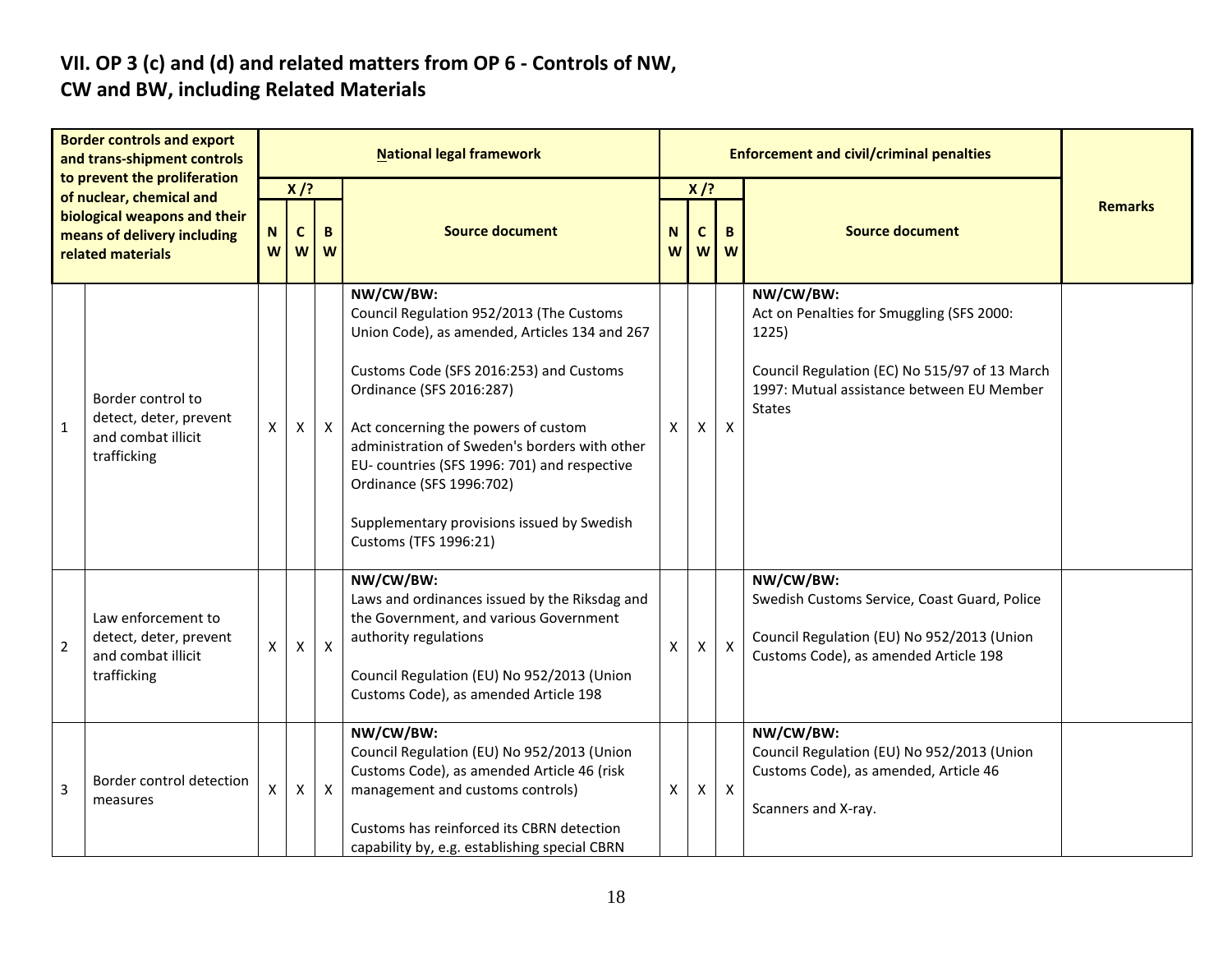## VII. OP 3 (c) and (d) and related matters from OP 6 - Controls of NW, CW and BW, including Related Materials

| Border controls and export and trans-shipment controls to prevent the proliferation of nuclear, chemical and biological weapons and their means of delivery including related materials | | National legal framework | | | | Enforcement and civil/criminal penalties | | | | Remarks |
|---|---|---|---|---|---|---|---|---|---|---|
| | | X /? | | | Source document | X /? | | | Source document | |
| | | NW | CW | BW | | NW | CW | BW | | |
| 1 | Border control to detect, deter, prevent and combat illicit trafficking | X | X | X | **NW/CW/BW:**<br>Council Regulation 952/2013 (The Customs Union Code), as amended, Articles 134 and 267<br><br>Customs Code (SFS 2016:253) and Customs Ordinance (SFS 2016:287)<br><br>Act concerning the powers of custom administration of Sweden's borders with other EU- countries (SFS 1996: 701) and respective Ordinance (SFS 1996:702)<br><br>Supplementary provisions issued by Swedish Customs (TFS 1996:21) | X | X | X | **NW/CW/BW:**<br>Act on Penalties for Smuggling (SFS 2000: 1225)<br><br>Council Regulation (EC) No 515/97 of 13 March 1997: Mutual assistance between EU Member States | |
| 2 | Law enforcement to detect, deter, prevent and combat illicit trafficking | X | X | X | **NW/CW/BW:**<br>Laws and ordinances issued by the Riksdag and the Government, and various Government authority regulations<br><br>Council Regulation (EU) No 952/2013 (Union Customs Code), as amended Article 198 | X | X | X | **NW/CW/BW:**<br>Swedish Customs Service, Coast Guard, Police<br><br>Council Regulation (EU) No 952/2013 (Union Customs Code), as amended Article 198 | |
| 3 | Border control detection measures | X | X | X | **NW/CW/BW:**<br>Council Regulation (EU) No 952/2013 (Union Customs Code), as amended Article 46 (risk management and customs controls)<br><br>Customs has reinforced its CBRN detection capability by, e.g. establishing special CBRN | X | X | X | **NW/CW/BW:**<br>Council Regulation (EU) No 952/2013 (Union Customs Code), as amended, Article 46<br><br>Scanners and X-ray. | |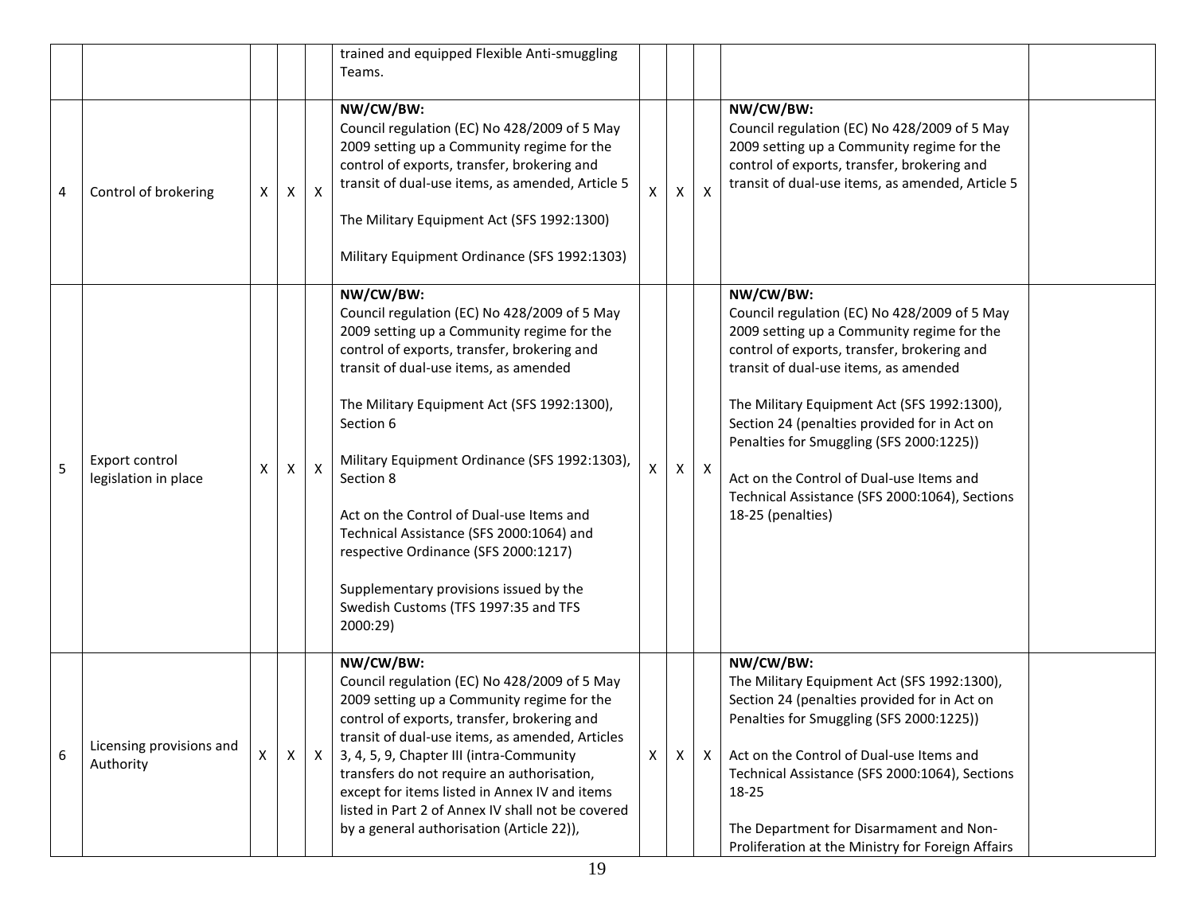| | | | | | | | | | | |
|---|---|---|---|---|---|---|---|---|---|---|
| | | | | | trained and equipped Flexible Anti-smuggling Teams. | | | | | |
| 4 | Control of brokering | X | X | X | **NW/CW/BW:**<br>Council regulation (EC) No 428/2009 of 5 May 2009 setting up a Community regime for the control of exports, transfer, brokering and transit of dual-use items, as amended, Article 5<br><br>The Military Equipment Act (SFS 1992:1300)<br><br>Military Equipment Ordinance (SFS 1992:1303) | X | X | X | **NW/CW/BW:**<br>Council regulation (EC) No 428/2009 of 5 May 2009 setting up a Community regime for the control of exports, transfer, brokering and transit of dual-use items, as amended, Article 5 | |
| 5 | Export control legislation in place | X | X | X | **NW/CW/BW:**<br>Council regulation (EC) No 428/2009 of 5 May 2009 setting up a Community regime for the control of exports, transfer, brokering and transit of dual-use items, as amended<br><br>The Military Equipment Act (SFS 1992:1300), Section 6<br><br>Military Equipment Ordinance (SFS 1992:1303), Section 8<br><br>Act on the Control of Dual-use Items and Technical Assistance (SFS 2000:1064) and respective Ordinance (SFS 2000:1217)<br><br>Supplementary provisions issued by the Swedish Customs (TFS 1997:35 and TFS 2000:29) | X | X | X | **NW/CW/BW:**<br>Council regulation (EC) No 428/2009 of 5 May 2009 setting up a Community regime for the control of exports, transfer, brokering and transit of dual-use items, as amended<br><br>The Military Equipment Act (SFS 1992:1300), Section 24 (penalties provided for in Act on Penalties for Smuggling (SFS 2000:1225))<br><br>Act on the Control of Dual-use Items and Technical Assistance (SFS 2000:1064), Sections 18-25 (penalties) | |
| 6 | Licensing provisions and Authority | X | X | X | **NW/CW/BW:**<br>Council regulation (EC) No 428/2009 of 5 May 2009 setting up a Community regime for the control of exports, transfer, brokering and transit of dual-use items, as amended, Articles 3, 4, 5, 9, Chapter III (intra-Community transfers do not require an authorisation, except for items listed in Annex IV and items listed in Part 2 of Annex IV shall not be covered by a general authorisation (Article 22)), | X | X | X | **NW/CW/BW:**<br>The Military Equipment Act (SFS 1992:1300), Section 24 (penalties provided for in Act on Penalties for Smuggling (SFS 2000:1225))<br><br>Act on the Control of Dual-use Items and Technical Assistance (SFS 2000:1064), Sections 18-25<br><br>The Department for Disarmament and Non-Proliferation at the Ministry for Foreign Affairs | |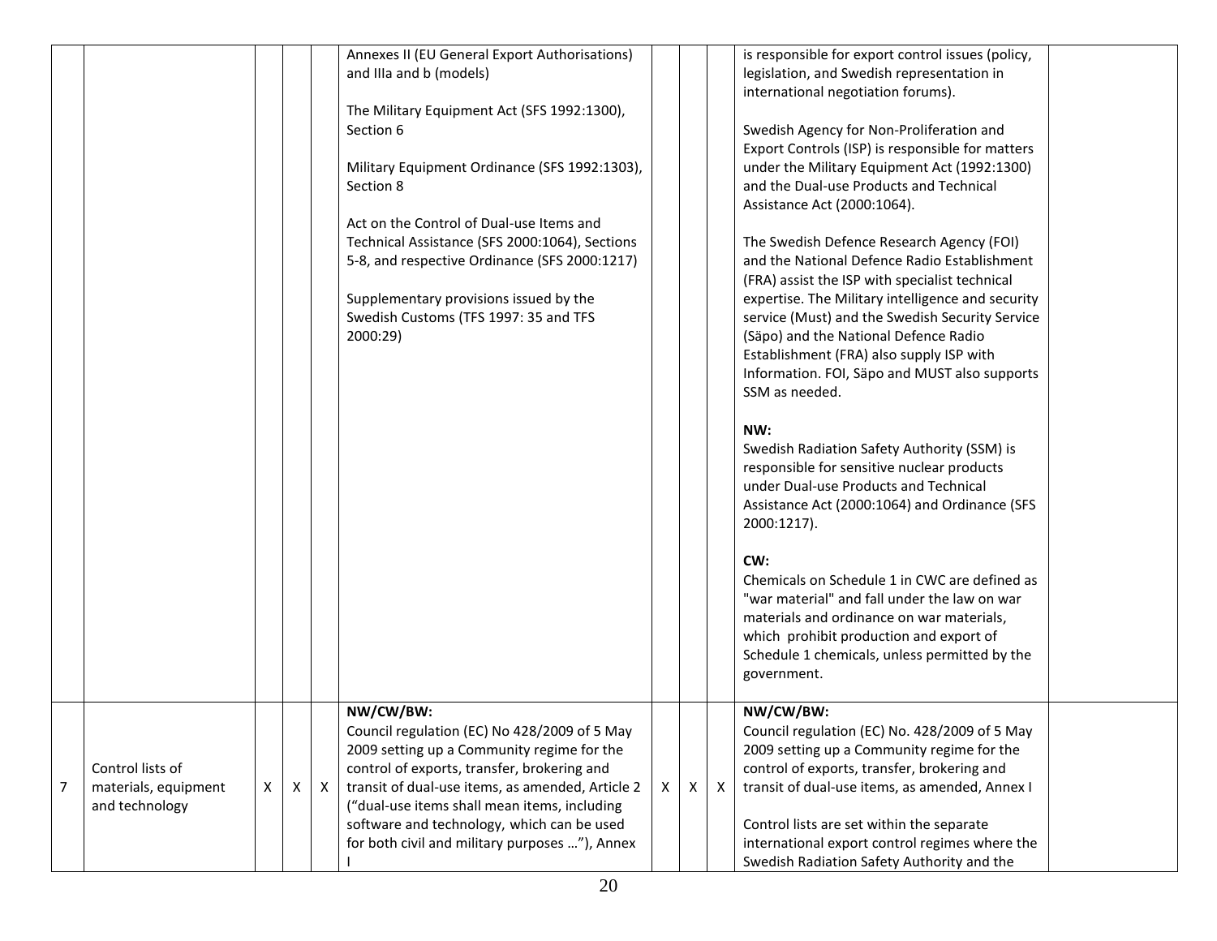| | | | | | | | | | | |
|---|---|---|---|---|---|---|---|---|---|---|
| | | | | | Annexes II (EU General Export Authorisations) and IIIa and b (models)<br><br>The Military Equipment Act (SFS 1992:1300), Section 6<br><br>Military Equipment Ordinance (SFS 1992:1303), Section 8<br><br>Act on the Control of Dual-use Items and Technical Assistance (SFS 2000:1064), Sections 5-8, and respective Ordinance (SFS 2000:1217)<br><br>Supplementary provisions issued by the Swedish Customs (TFS 1997: 35 and TFS 2000:29) | | | | is responsible for export control issues (policy, legislation, and Swedish representation in international negotiation forums).<br><br>Swedish Agency for Non-Proliferation and Export Controls (ISP) is responsible for matters under the Military Equipment Act (1992:1300) and the Dual-use Products and Technical Assistance Act (2000:1064).<br><br>The Swedish Defence Research Agency (FOI) and the National Defence Radio Establishment (FRA) assist the ISP with specialist technical expertise. The Military intelligence and security service (Must) and the Swedish Security Service (Säpo) and the National Defence Radio Establishment (FRA) also supply ISP with Information. FOI, Säpo and MUST also supports SSM as needed.<br><br>**NW:**<br>Swedish Radiation Safety Authority (SSM) is responsible for sensitive nuclear products under Dual-use Products and Technical Assistance Act (2000:1064) and Ordinance (SFS 2000:1217).<br><br>**CW:**<br>Chemicals on Schedule 1 in CWC are defined as "war material" and fall under the law on war materials and ordinance on war materials, which prohibit production and export of Schedule 1 chemicals, unless permitted by the government. | |
| 7 | Control lists of materials, equipment and technology | X | X | X | **NW/CW/BW:**<br>Council regulation (EC) No 428/2009 of 5 May 2009 setting up a Community regime for the control of exports, transfer, brokering and transit of dual-use items, as amended, Article 2 ("dual-use items shall mean items, including software and technology, which can be used for both civil and military purposes …"), Annex I | X | X | X | **NW/CW/BW:**<br>Council regulation (EC) No. 428/2009 of 5 May 2009 setting up a Community regime for the control of exports, transfer, brokering and transit of dual-use items, as amended, Annex I<br><br>Control lists are set within the separate international export control regimes where the Swedish Radiation Safety Authority and the | |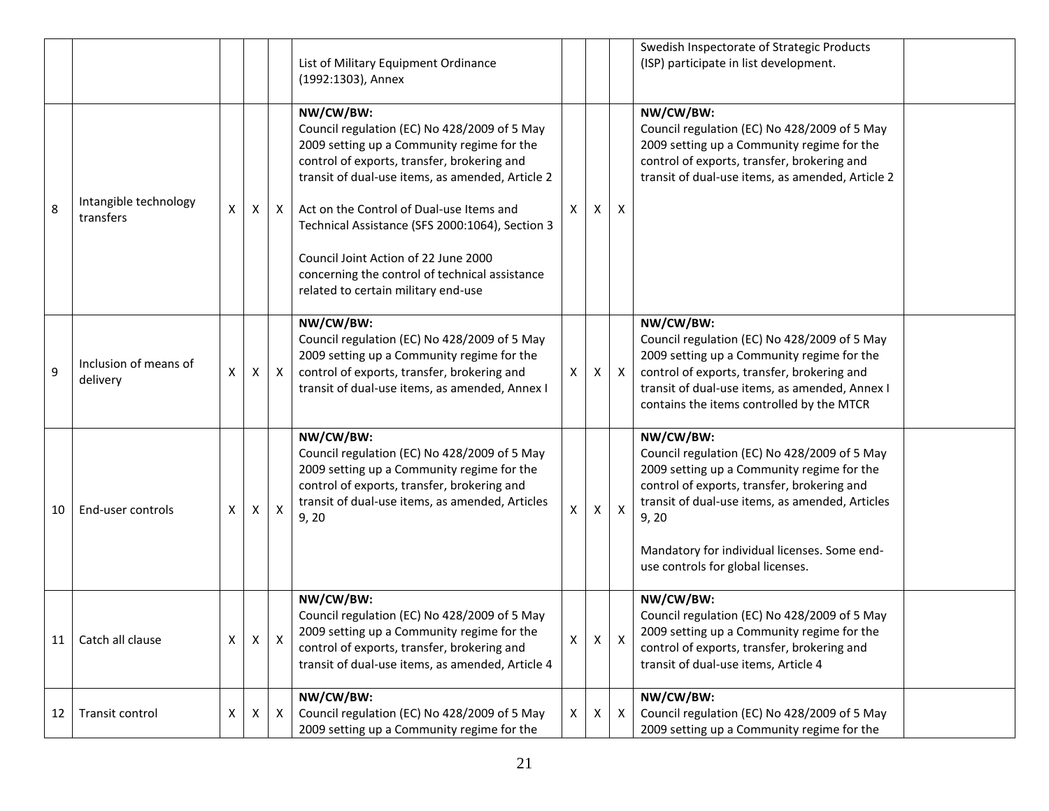| | | | | | | | | | | |
|---|---|---|---|---|---|---|---|---|---|---|
| | | | | | List of Military Equipment Ordinance (1992:1303), Annex | | | | Swedish Inspectorate of Strategic Products (ISP) participate in list development. | |
| 8 | Intangible technology transfers | X | X | X | **NW/CW/BW:**<br>Council regulation (EC) No 428/2009 of 5 May 2009 setting up a Community regime for the control of exports, transfer, brokering and transit of dual-use items, as amended, Article 2<br><br>Act on the Control of Dual-use Items and Technical Assistance (SFS 2000:1064), Section 3<br><br>Council Joint Action of 22 June 2000 concerning the control of technical assistance related to certain military end-use | X | X | X | **NW/CW/BW:**<br>Council regulation (EC) No 428/2009 of 5 May 2009 setting up a Community regime for the control of exports, transfer, brokering and transit of dual-use items, as amended, Article 2 | |
| 9 | Inclusion of means of delivery | X | X | X | **NW/CW/BW:**<br>Council regulation (EC) No 428/2009 of 5 May 2009 setting up a Community regime for the control of exports, transfer, brokering and transit of dual-use items, as amended, Annex I | X | X | X | **NW/CW/BW:**<br>Council regulation (EC) No 428/2009 of 5 May 2009 setting up a Community regime for the control of exports, transfer, brokering and transit of dual-use items, as amended, Annex I contains the items controlled by the MTCR | |
| 10 | End-user controls | X | X | X | **NW/CW/BW:**<br>Council regulation (EC) No 428/2009 of 5 May 2009 setting up a Community regime for the control of exports, transfer, brokering and transit of dual-use items, as amended, Articles 9, 20 | X | X | X | **NW/CW/BW:**<br>Council regulation (EC) No 428/2009 of 5 May 2009 setting up a Community regime for the control of exports, transfer, brokering and transit of dual-use items, as amended, Articles 9, 20<br><br>Mandatory for individual licenses. Some end-use controls for global licenses. | |
| 11 | Catch all clause | X | X | X | **NW/CW/BW:**<br>Council regulation (EC) No 428/2009 of 5 May 2009 setting up a Community regime for the control of exports, transfer, brokering and transit of dual-use items, as amended, Article 4 | X | X | X | **NW/CW/BW:**<br>Council regulation (EC) No 428/2009 of 5 May 2009 setting up a Community regime for the control of exports, transfer, brokering and transit of dual-use items, Article 4 | |
| 12 | Transit control | X | X | X | **NW/CW/BW:**<br>Council regulation (EC) No 428/2009 of 5 May 2009 setting up a Community regime for the | X | X | X | **NW/CW/BW:**<br>Council regulation (EC) No 428/2009 of 5 May 2009 setting up a Community regime for the | |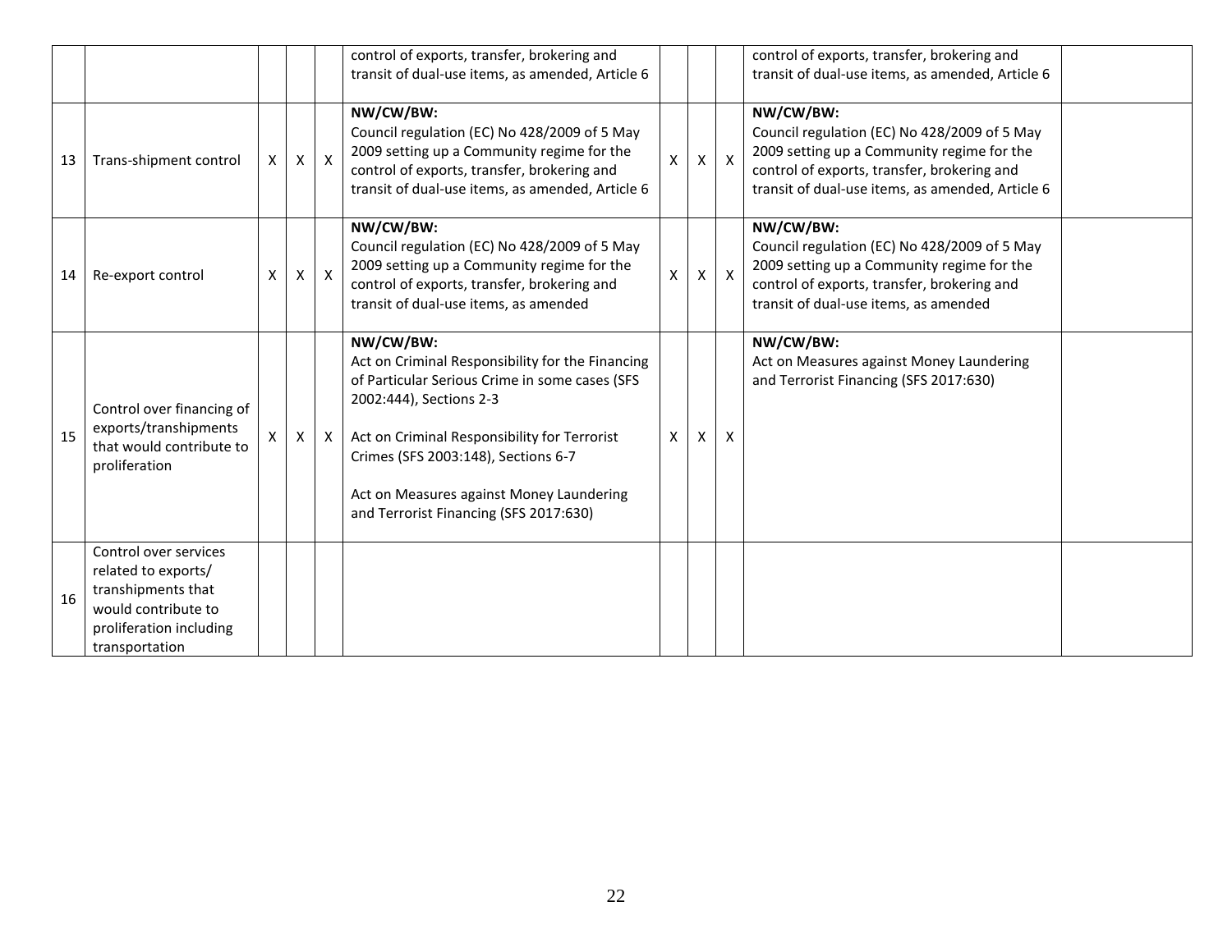| | | | | | | | | | | |
|---|---|---|---|---|---|---|---|---|---|---|
| | | | | | control of exports, transfer, brokering and transit of dual-use items, as amended, Article 6 | | | | control of exports, transfer, brokering and transit of dual-use items, as amended, Article 6 | |
| 13 | Trans-shipment control | X | X | X | **NW/CW/BW:** Council regulation (EC) No 428/2009 of 5 May 2009 setting up a Community regime for the control of exports, transfer, brokering and transit of dual-use items, as amended, Article 6 | X | X | X | **NW/CW/BW:** Council regulation (EC) No 428/2009 of 5 May 2009 setting up a Community regime for the control of exports, transfer, brokering and transit of dual-use items, as amended, Article 6 | |
| 14 | Re-export control | X | X | X | **NW/CW/BW:** Council regulation (EC) No 428/2009 of 5 May 2009 setting up a Community regime for the control of exports, transfer, brokering and transit of dual-use items, as amended | X | X | X | **NW/CW/BW:** Council regulation (EC) No 428/2009 of 5 May 2009 setting up a Community regime for the control of exports, transfer, brokering and transit of dual-use items, as amended | |
| 15 | Control over financing of exports/transhipments that would contribute to proliferation | X | X | X | **NW/CW/BW:** Act on Criminal Responsibility for the Financing of Particular Serious Crime in some cases (SFS 2002:444), Sections 2-3<br><br>Act on Criminal Responsibility for Terrorist Crimes (SFS 2003:148), Sections 6-7<br><br>Act on Measures against Money Laundering and Terrorist Financing (SFS 2017:630) | X | X | X | **NW/CW/BW:** Act on Measures against Money Laundering and Terrorist Financing (SFS 2017:630) | |
| 16 | Control over services related to exports/ transhipments that would contribute to proliferation including transportation | | | | | | | | | |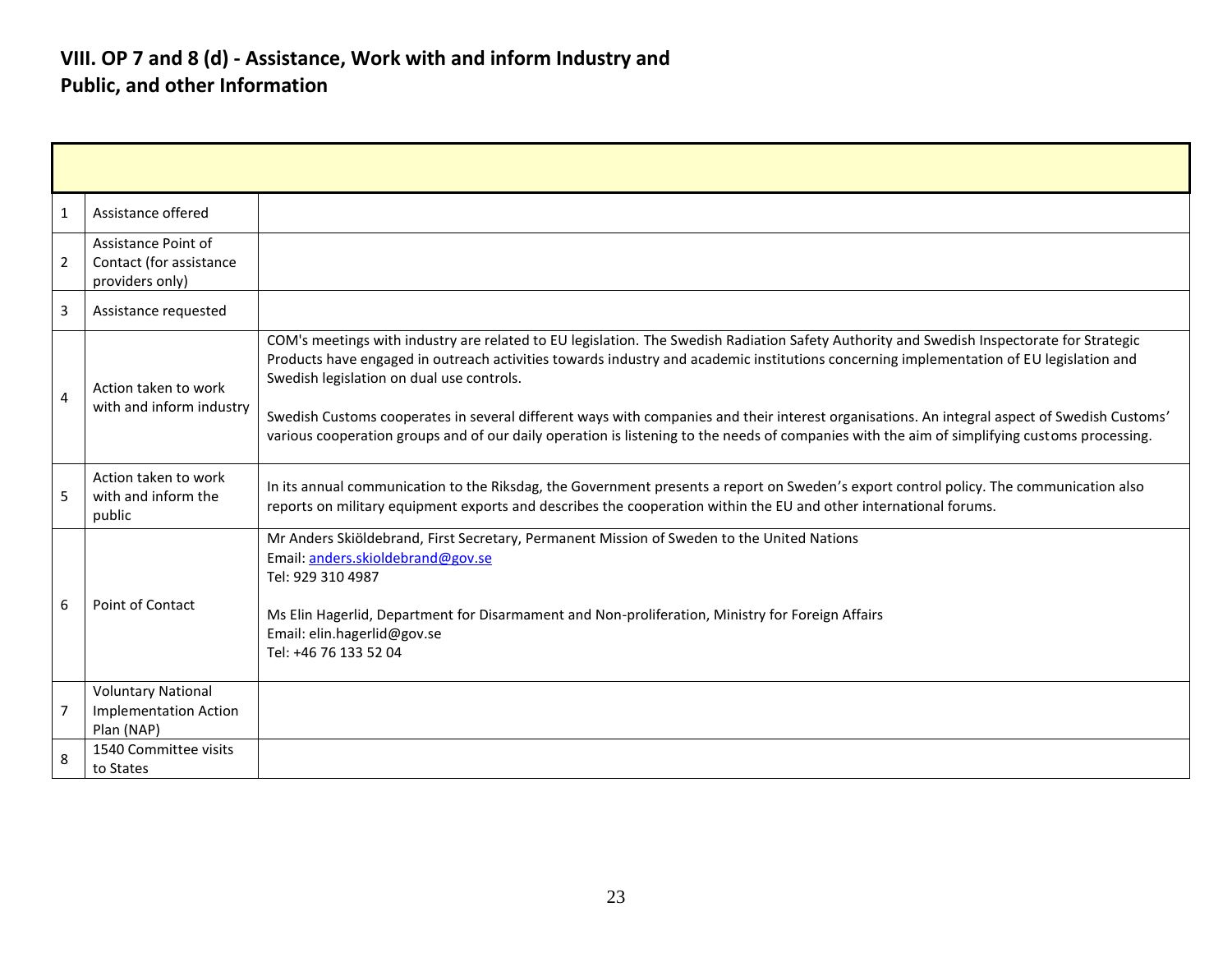## VIII. OP 7 and 8 (d) - Assistance, Work with and inform Industry and Public, and other Information

| | | |
|---|---|---|
| 1 | Assistance offered | |
| 2 | Assistance Point of Contact (for assistance providers only) | |
| 3 | Assistance requested | |
| 4 | Action taken to work with and inform industry | COM's meetings with industry are related to EU legislation. The Swedish Radiation Safety Authority and Swedish Inspectorate for Strategic Products have engaged in outreach activities towards industry and academic institutions concerning implementation of EU legislation and Swedish legislation on dual use controls.<br><br>Swedish Customs cooperates in several different ways with companies and their interest organisations. An integral aspect of Swedish Customs' various cooperation groups and of our daily operation is listening to the needs of companies with the aim of simplifying customs processing. |
| 5 | Action taken to work with and inform the public | In its annual communication to the Riksdag, the Government presents a report on Sweden's export control policy. The communication also reports on military equipment exports and describes the cooperation within the EU and other international forums. |
| 6 | Point of Contact | Mr Anders Skiöldebrand, First Secretary, Permanent Mission of Sweden to the United Nations<br>Email: anders.skioldebrand@gov.se<br>Tel: 929 310 4987<br><br>Ms Elin Hagerlid, Department for Disarmament and Non-proliferation, Ministry for Foreign Affairs<br>Email: elin.hagerlid@gov.se<br>Tel: +46 76 133 52 04 |
| 7 | Voluntary National Implementation Action Plan (NAP) | |
| 8 | 1540 Committee visits to States | |